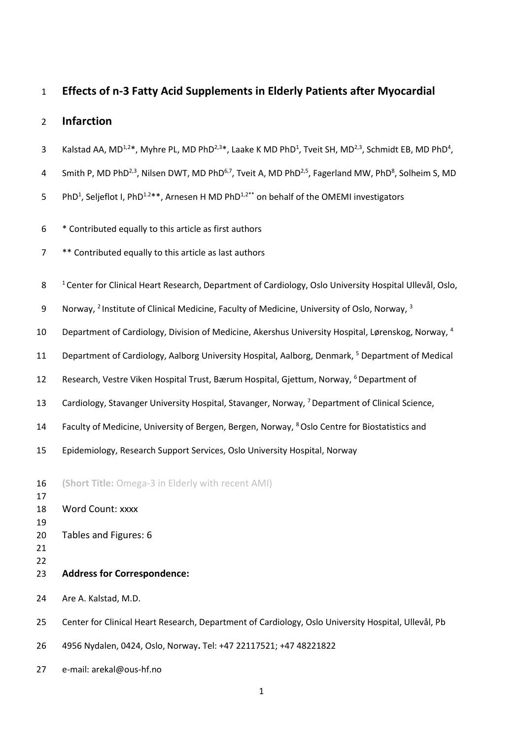# Effects of n-3 Fatty Acid Supplements in Elderly Patients after Myocardial Infarction

Kalstad AA, MD[1,2]*, Myhre PL, MD PhD[2,3]*, Laake K MD PhD[1], Tveit SH, MD[2,3], Schmidt EB, MD PhD[4], Smith P, MD PhD[2,3], Nilsen DWT, MD PhD[6,7], Tveit A, MD PhD[2,5], Fagerland MW, PhD[8], Solheim S, MD PhD[1], Seljeflot I, PhD[1,2]**, Arnesen H MD PhD[1,2]** on behalf of the OMEMI investigators

\* Contributed equally to this article as first authors

\*\* Contributed equally to this article as last authors

[1] Center for Clinical Heart Research, Department of Cardiology, Oslo University Hospital Ullevål, Oslo, Norway, [2] Institute of Clinical Medicine, Faculty of Medicine, University of Oslo, Norway, [3] Department of Cardiology, Division of Medicine, Akershus University Hospital, Lørenskog, Norway, [4] Department of Cardiology, Aalborg University Hospital, Aalborg, Denmark, [5] Department of Medical Research, Vestre Viken Hospital Trust, Bærum Hospital, Gjettum, Norway, [6] Department of Cardiology, Stavanger University Hospital, Stavanger, Norway, [7] Department of Clinical Science, Faculty of Medicine, University of Bergen, Bergen, Norway, [8] Oslo Centre for Biostatistics and Epidemiology, Research Support Services, Oslo University Hospital, Norway

(**Short Title:** Omega-3 in Elderly with recent AMI)

Word Count: xxxx

Tables and Figures: 6

**Address for Correspondence:**

Are A. Kalstad, M.D.

Center for Clinical Heart Research, Department of Cardiology, Oslo University Hospital, Ullevål, Pb 4956 Nydalen, 0424, Oslo, Norway**.** Tel: +47 22117521; +47 48221822

e-mail: arekal@ous-hf.no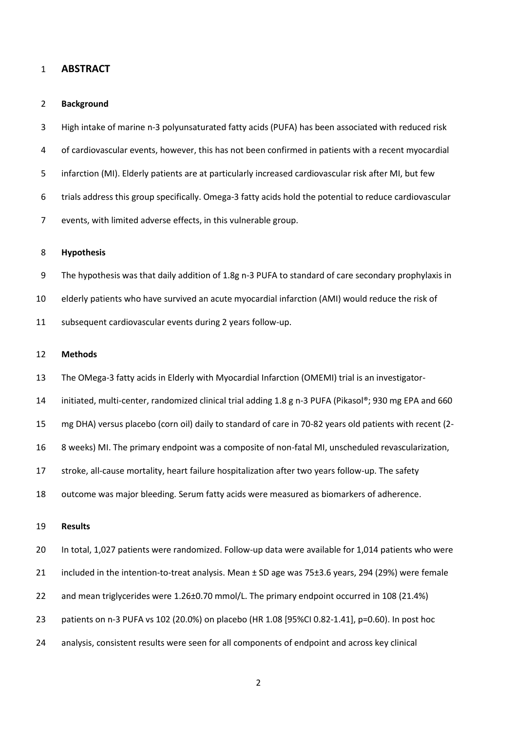## ABSTRACT

### Background

High intake of marine n-3 polyunsaturated fatty acids (PUFA) has been associated with reduced risk of cardiovascular events, however, this has not been confirmed in patients with a recent myocardial infarction (MI). Elderly patients are at particularly increased cardiovascular risk after MI, but few trials address this group specifically. Omega-3 fatty acids hold the potential to reduce cardiovascular events, with limited adverse effects, in this vulnerable group.

### Hypothesis

The hypothesis was that daily addition of 1.8g n-3 PUFA to standard of care secondary prophylaxis in elderly patients who have survived an acute myocardial infarction (AMI) would reduce the risk of subsequent cardiovascular events during 2 years follow-up.

### Methods

The OMega-3 fatty acids in Elderly with Myocardial Infarction (OMEMI) trial is an investigator-initiated, multi-center, randomized clinical trial adding 1.8 g n-3 PUFA (Pikasol®; 930 mg EPA and 660 mg DHA) versus placebo (corn oil) daily to standard of care in 70-82 years old patients with recent (2-8 weeks) MI. The primary endpoint was a composite of non-fatal MI, unscheduled revascularization, stroke, all-cause mortality, heart failure hospitalization after two years follow-up. The safety outcome was major bleeding. Serum fatty acids were measured as biomarkers of adherence.

### Results

In total, 1,027 patients were randomized. Follow-up data were available for 1,014 patients who were included in the intention-to-treat analysis. Mean ± SD age was 75±3.6 years, 294 (29%) were female and mean triglycerides were 1.26±0.70 mmol/L. The primary endpoint occurred in 108 (21.4%) patients on n-3 PUFA vs 102 (20.0%) on placebo (HR 1.08 [95%CI 0.82-1.41], p=0.60). In post hoc analysis, consistent results were seen for all components of endpoint and across key clinical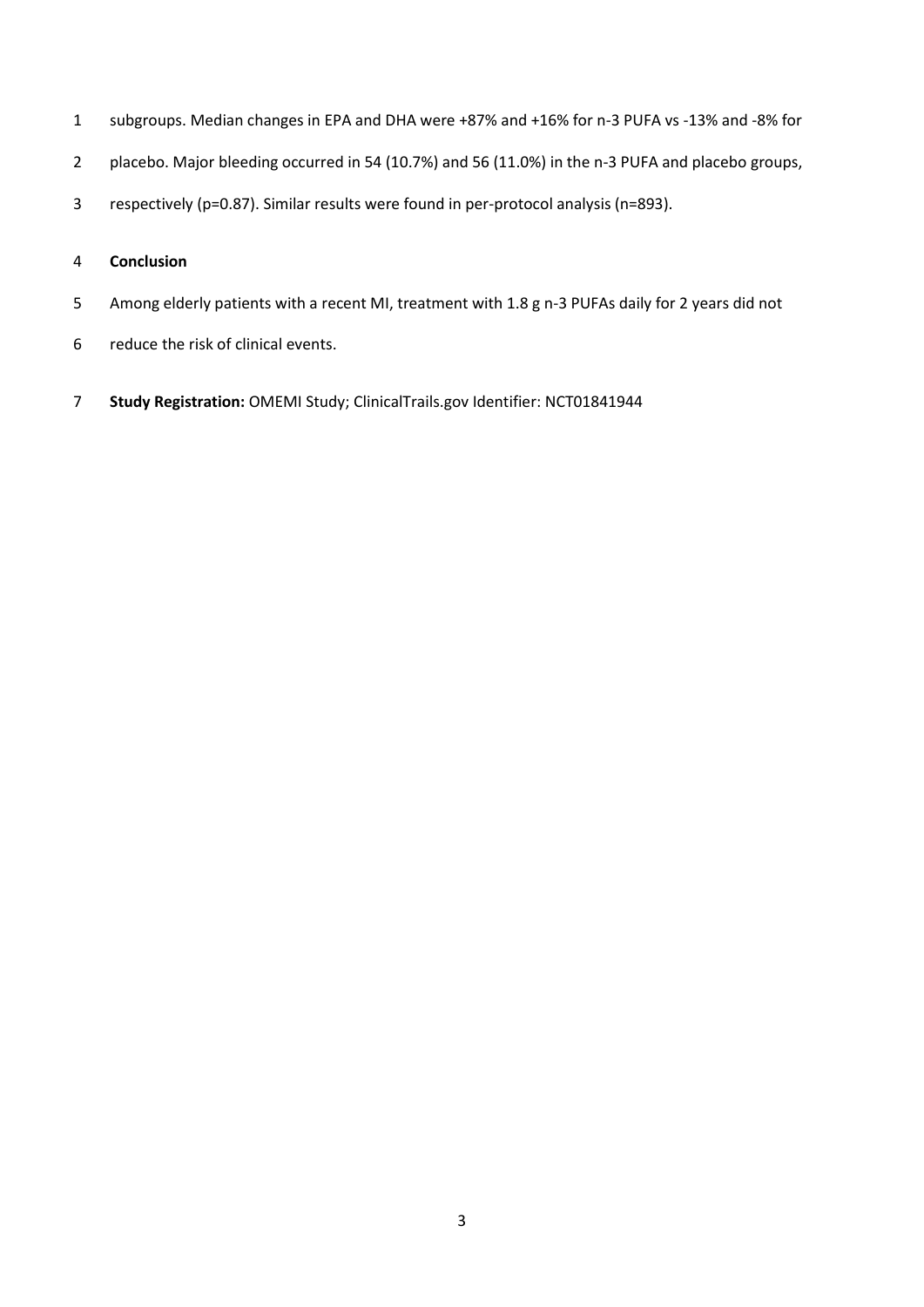subgroups. Median changes in EPA and DHA were +87% and +16% for n-3 PUFA vs -13% and -8% for placebo. Major bleeding occurred in 54 (10.7%) and 56 (11.0%) in the n-3 PUFA and placebo groups, respectively (p=0.87). Similar results were found in per-protocol analysis (n=893).

**Conclusion**

Among elderly patients with a recent MI, treatment with 1.8 g n-3 PUFAs daily for 2 years did not reduce the risk of clinical events.

**Study Registration:** OMEMI Study; ClinicalTrails.gov Identifier: NCT01841944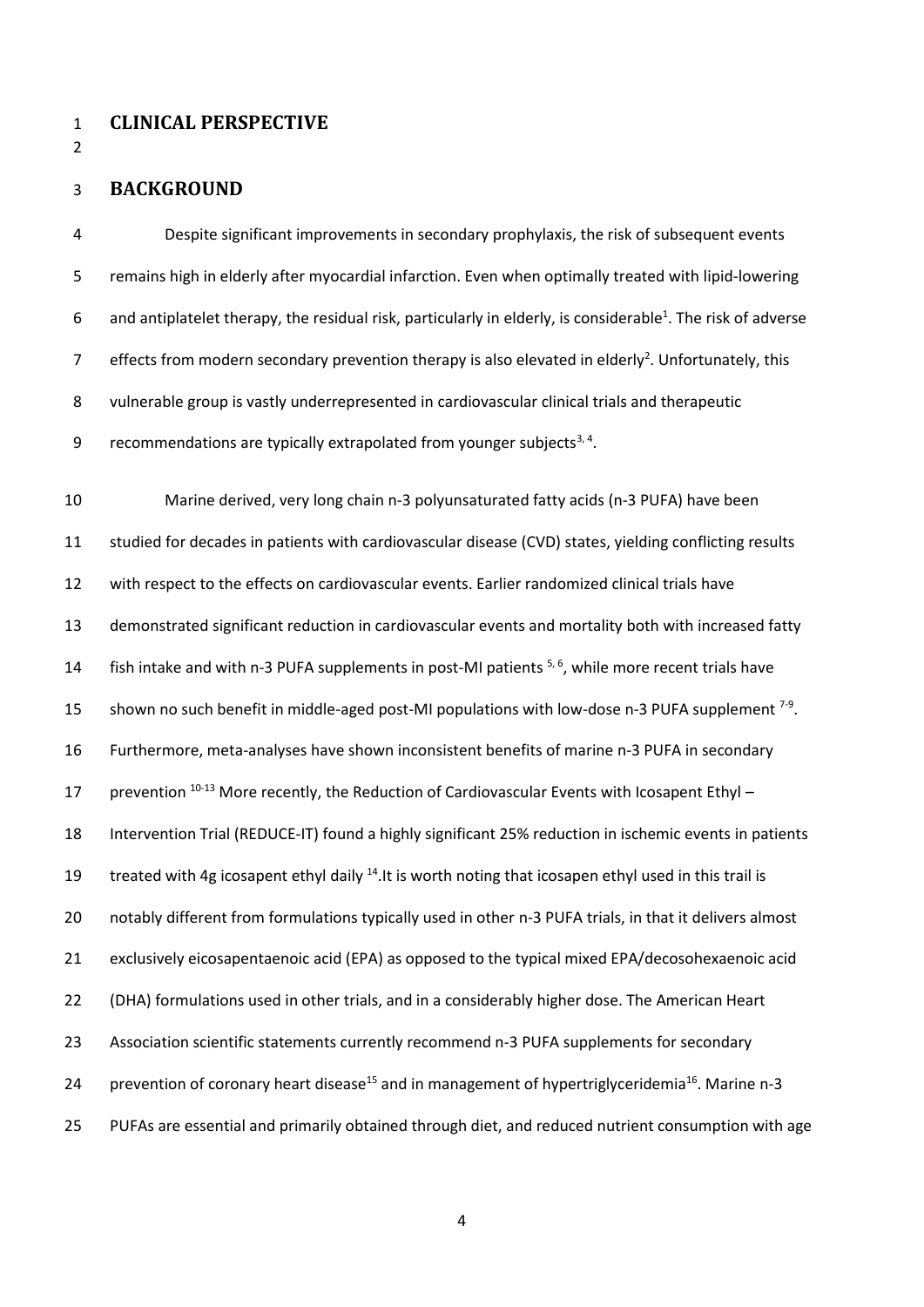# CLINICAL PERSPECTIVE

## BACKGROUND

Despite significant improvements in secondary prophylaxis, the risk of subsequent events remains high in elderly after myocardial infarction. Even when optimally treated with lipid-lowering and antiplatelet therapy, the residual risk, particularly in elderly, is considerable[1]. The risk of adverse effects from modern secondary prevention therapy is also elevated in elderly[2]. Unfortunately, this vulnerable group is vastly underrepresented in cardiovascular clinical trials and therapeutic recommendations are typically extrapolated from younger subjects[3, 4].

Marine derived, very long chain n-3 polyunsaturated fatty acids (n-3 PUFA) have been studied for decades in patients with cardiovascular disease (CVD) states, yielding conflicting results with respect to the effects on cardiovascular events. Earlier randomized clinical trials have demonstrated significant reduction in cardiovascular events and mortality both with increased fatty fish intake and with n-3 PUFA supplements in post-MI patients [5, 6], while more recent trials have shown no such benefit in middle-aged post-MI populations with low-dose n-3 PUFA supplement [7-9]. Furthermore, meta-analyses have shown inconsistent benefits of marine n-3 PUFA in secondary prevention [10-13] More recently, the Reduction of Cardiovascular Events with Icosapent Ethyl – Intervention Trial (REDUCE-IT) found a highly significant 25% reduction in ischemic events in patients treated with 4g icosapent ethyl daily [14].It is worth noting that icosapen ethyl used in this trail is notably different from formulations typically used in other n-3 PUFA trials, in that it delivers almost exclusively eicosapentaenoic acid (EPA) as opposed to the typical mixed EPA/decosohexaenoic acid (DHA) formulations used in other trials, and in a considerably higher dose. The American Heart Association scientific statements currently recommend n-3 PUFA supplements for secondary prevention of coronary heart disease[15] and in management of hypertriglyceridemia[16]. Marine n-3 PUFAs are essential and primarily obtained through diet, and reduced nutrient consumption with age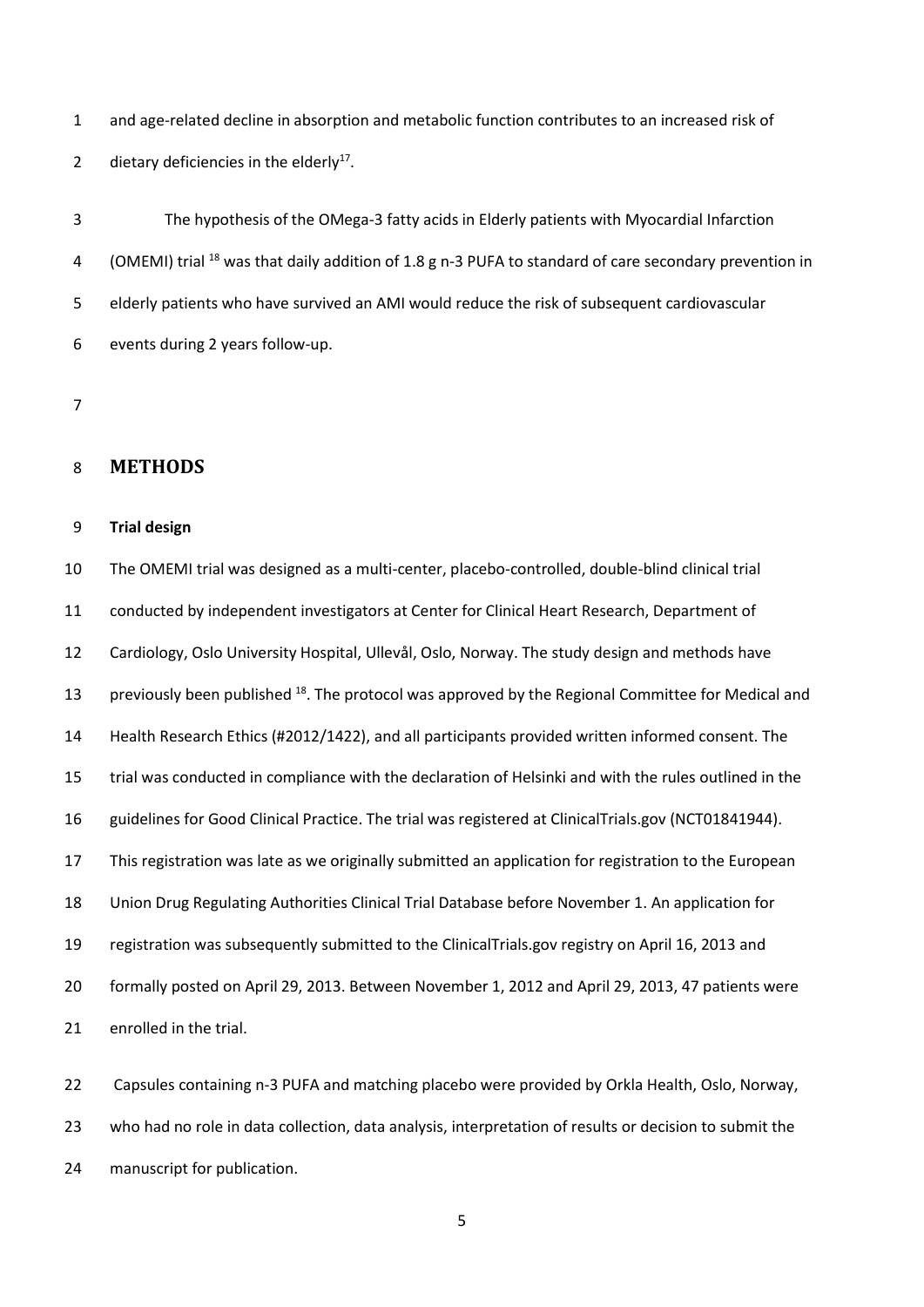and age-related decline in absorption and metabolic function contributes to an increased risk of dietary deficiencies in the elderly[17].

The hypothesis of the OMega-3 fatty acids in Elderly patients with Myocardial Infarction (OMEMI) trial [18] was that daily addition of 1.8 g n-3 PUFA to standard of care secondary prevention in elderly patients who have survived an AMI would reduce the risk of subsequent cardiovascular events during 2 years follow-up.

## METHODS

### Trial design

The OMEMI trial was designed as a multi-center, placebo-controlled, double-blind clinical trial conducted by independent investigators at Center for Clinical Heart Research, Department of Cardiology, Oslo University Hospital, Ullevål, Oslo, Norway. The study design and methods have previously been published [18]. The protocol was approved by the Regional Committee for Medical and Health Research Ethics (#2012/1422), and all participants provided written informed consent. The trial was conducted in compliance with the declaration of Helsinki and with the rules outlined in the guidelines for Good Clinical Practice. The trial was registered at ClinicalTrials.gov (NCT01841944). This registration was late as we originally submitted an application for registration to the European Union Drug Regulating Authorities Clinical Trial Database before November 1. An application for registration was subsequently submitted to the ClinicalTrials.gov registry on April 16, 2013 and formally posted on April 29, 2013. Between November 1, 2012 and April 29, 2013, 47 patients were enrolled in the trial.

Capsules containing n-3 PUFA and matching placebo were provided by Orkla Health, Oslo, Norway, who had no role in data collection, data analysis, interpretation of results or decision to submit the manuscript for publication.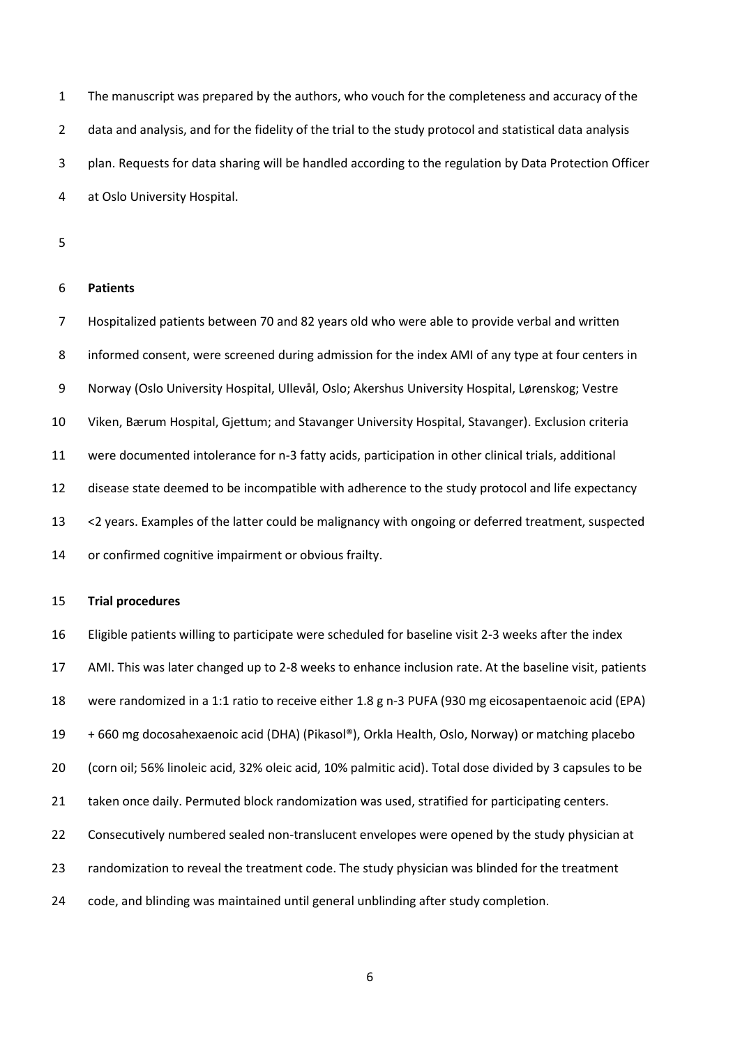The manuscript was prepared by the authors, who vouch for the completeness and accuracy of the data and analysis, and for the fidelity of the trial to the study protocol and statistical data analysis plan. Requests for data sharing will be handled according to the regulation by Data Protection Officer at Oslo University Hospital.

**Patients**

Hospitalized patients between 70 and 82 years old who were able to provide verbal and written informed consent, were screened during admission for the index AMI of any type at four centers in Norway (Oslo University Hospital, Ullevål, Oslo; Akershus University Hospital, Lørenskog; Vestre Viken, Bærum Hospital, Gjettum; and Stavanger University Hospital, Stavanger). Exclusion criteria were documented intolerance for n-3 fatty acids, participation in other clinical trials, additional disease state deemed to be incompatible with adherence to the study protocol and life expectancy <2 years. Examples of the latter could be malignancy with ongoing or deferred treatment, suspected or confirmed cognitive impairment or obvious frailty.

**Trial procedures**

Eligible patients willing to participate were scheduled for baseline visit 2-3 weeks after the index AMI. This was later changed up to 2-8 weeks to enhance inclusion rate. At the baseline visit, patients were randomized in a 1:1 ratio to receive either 1.8 g n-3 PUFA (930 mg eicosapentaenoic acid (EPA) + 660 mg docosahexaenoic acid (DHA) (Pikasol®), Orkla Health, Oslo, Norway) or matching placebo (corn oil; 56% linoleic acid, 32% oleic acid, 10% palmitic acid). Total dose divided by 3 capsules to be taken once daily. Permuted block randomization was used, stratified for participating centers. Consecutively numbered sealed non-translucent envelopes were opened by the study physician at randomization to reveal the treatment code. The study physician was blinded for the treatment code, and blinding was maintained until general unblinding after study completion.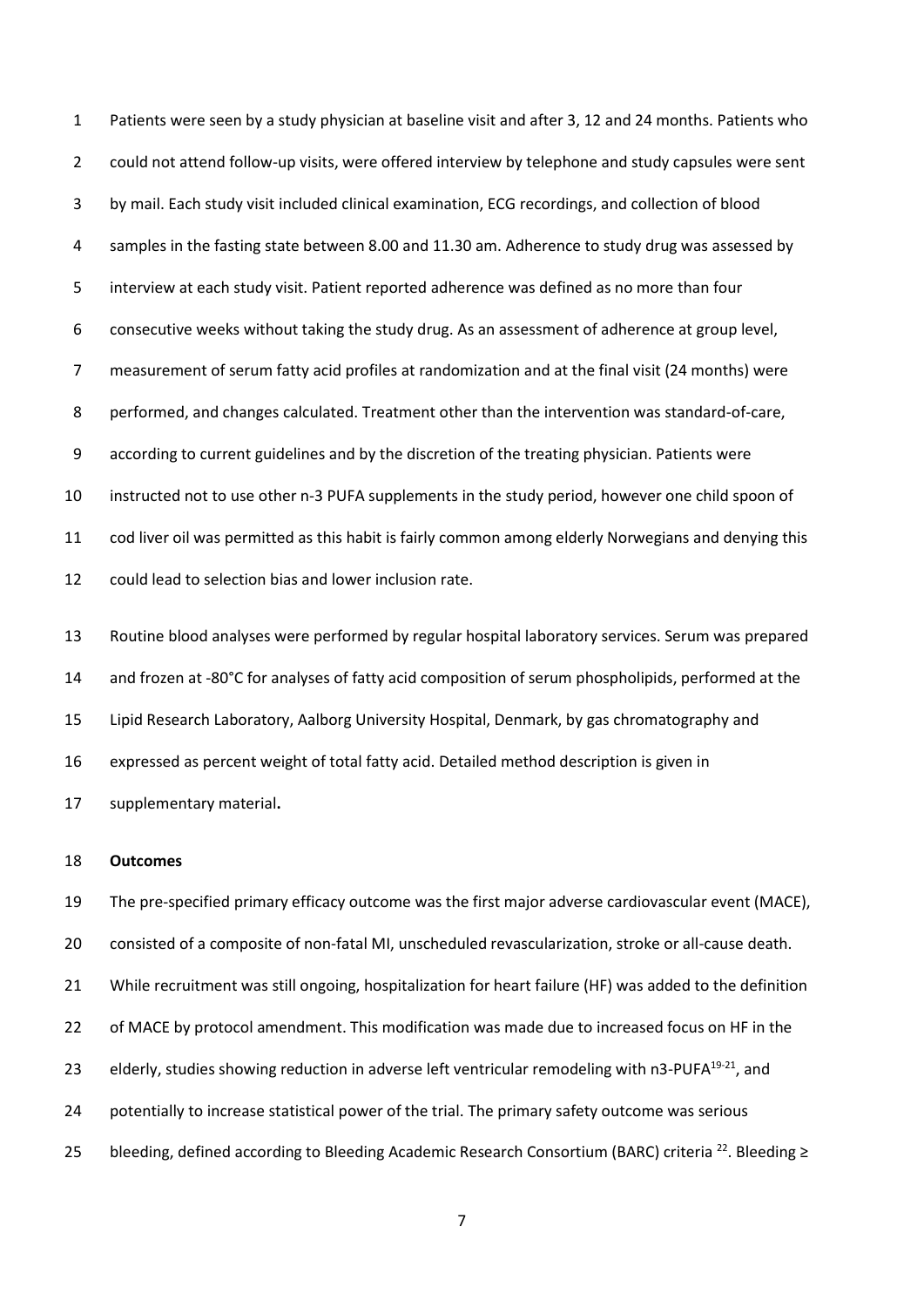Patients were seen by a study physician at baseline visit and after 3, 12 and 24 months. Patients who could not attend follow-up visits, were offered interview by telephone and study capsules were sent by mail. Each study visit included clinical examination, ECG recordings, and collection of blood samples in the fasting state between 8.00 and 11.30 am. Adherence to study drug was assessed by interview at each study visit. Patient reported adherence was defined as no more than four consecutive weeks without taking the study drug. As an assessment of adherence at group level, measurement of serum fatty acid profiles at randomization and at the final visit (24 months) were performed, and changes calculated. Treatment other than the intervention was standard-of-care, according to current guidelines and by the discretion of the treating physician. Patients were instructed not to use other n-3 PUFA supplements in the study period, however one child spoon of cod liver oil was permitted as this habit is fairly common among elderly Norwegians and denying this could lead to selection bias and lower inclusion rate.

Routine blood analyses were performed by regular hospital laboratory services. Serum was prepared and frozen at -80°C for analyses of fatty acid composition of serum phospholipids, performed at the Lipid Research Laboratory, Aalborg University Hospital, Denmark, by gas chromatography and expressed as percent weight of total fatty acid. Detailed method description is given in supplementary material**.**

**Outcomes**

The pre-specified primary efficacy outcome was the first major adverse cardiovascular event (MACE), consisted of a composite of non-fatal MI, unscheduled revascularization, stroke or all-cause death. While recruitment was still ongoing, hospitalization for heart failure (HF) was added to the definition of MACE by protocol amendment. This modification was made due to increased focus on HF in the elderly, studies showing reduction in adverse left ventricular remodeling with n3-PUFA[19-21], and potentially to increase statistical power of the trial. The primary safety outcome was serious bleeding, defined according to Bleeding Academic Research Consortium (BARC) criteria [22]. Bleeding ≥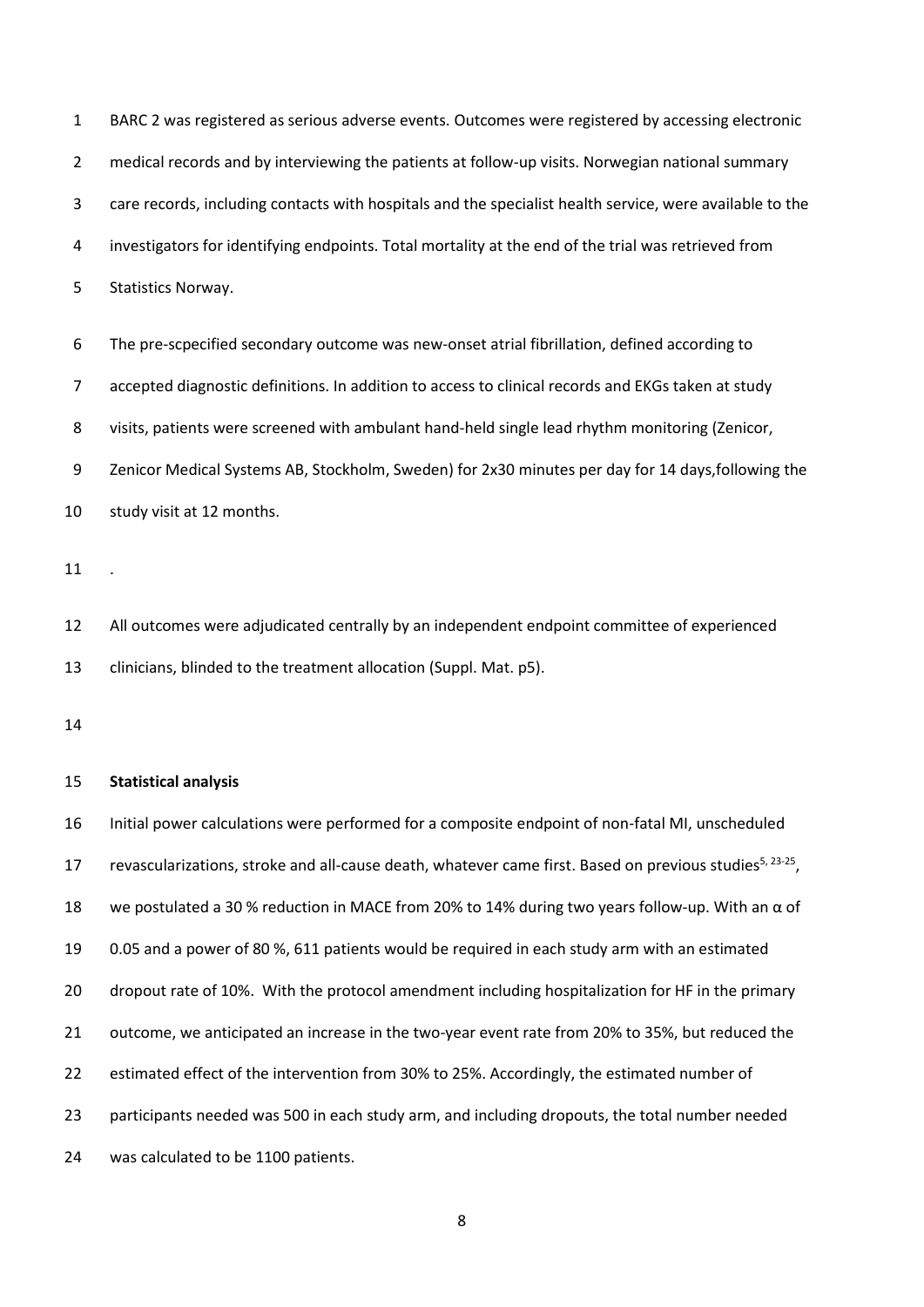BARC 2 was registered as serious adverse events. Outcomes were registered by accessing electronic medical records and by interviewing the patients at follow-up visits. Norwegian national summary care records, including contacts with hospitals and the specialist health service, were available to the investigators for identifying endpoints. Total mortality at the end of the trial was retrieved from Statistics Norway.

The pre-scpecified secondary outcome was new-onset atrial fibrillation, defined according to accepted diagnostic definitions. In addition to access to clinical records and EKGs taken at study visits, patients were screened with ambulant hand-held single lead rhythm monitoring (Zenicor, Zenicor Medical Systems AB, Stockholm, Sweden) for 2x30 minutes per day for 14 days,following the study visit at 12 months.

.

All outcomes were adjudicated centrally by an independent endpoint committee of experienced clinicians, blinded to the treatment allocation (Suppl. Mat. p5).

**Statistical analysis**

Initial power calculations were performed for a composite endpoint of non-fatal MI, unscheduled revascularizations, stroke and all-cause death, whatever came first. Based on previous studies[5, 23-25], we postulated a 30 % reduction in MACE from 20% to 14% during two years follow-up. With an α of 0.05 and a power of 80 %, 611 patients would be required in each study arm with an estimated dropout rate of 10%. With the protocol amendment including hospitalization for HF in the primary outcome, we anticipated an increase in the two-year event rate from 20% to 35%, but reduced the estimated effect of the intervention from 30% to 25%. Accordingly, the estimated number of participants needed was 500 in each study arm, and including dropouts, the total number needed was calculated to be 1100 patients.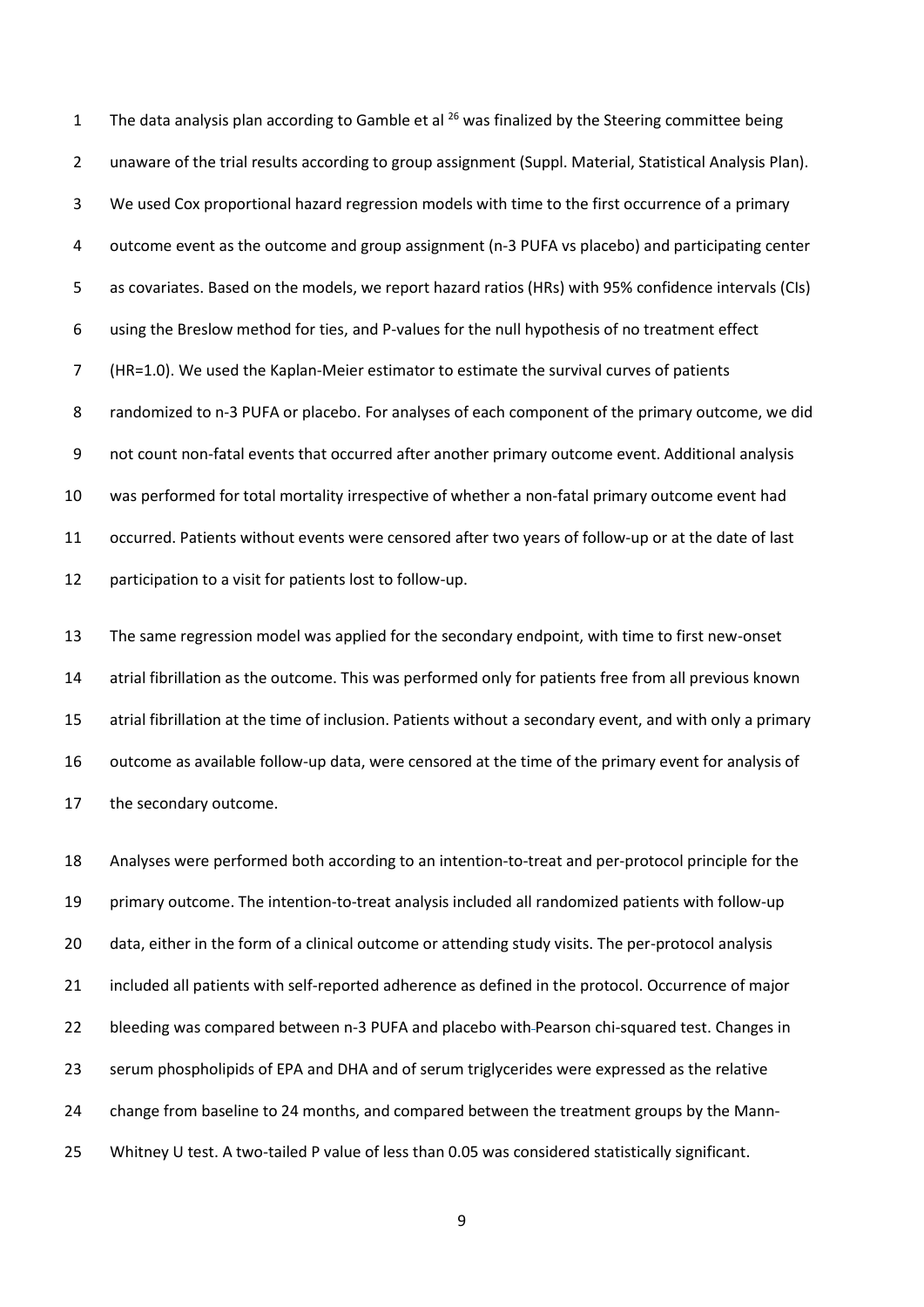The data analysis plan according to Gamble et al [26] was finalized by the Steering committee being unaware of the trial results according to group assignment (Suppl. Material, Statistical Analysis Plan). We used Cox proportional hazard regression models with time to the first occurrence of a primary outcome event as the outcome and group assignment (n-3 PUFA vs placebo) and participating center as covariates. Based on the models, we report hazard ratios (HRs) with 95% confidence intervals (CIs) using the Breslow method for ties, and P-values for the null hypothesis of no treatment effect (HR=1.0). We used the Kaplan-Meier estimator to estimate the survival curves of patients randomized to n-3 PUFA or placebo. For analyses of each component of the primary outcome, we did not count non-fatal events that occurred after another primary outcome event. Additional analysis was performed for total mortality irrespective of whether a non-fatal primary outcome event had occurred. Patients without events were censored after two years of follow-up or at the date of last participation to a visit for patients lost to follow-up.

The same regression model was applied for the secondary endpoint, with time to first new-onset atrial fibrillation as the outcome. This was performed only for patients free from all previous known atrial fibrillation at the time of inclusion. Patients without a secondary event, and with only a primary outcome as available follow-up data, were censored at the time of the primary event for analysis of the secondary outcome.

Analyses were performed both according to an intention-to-treat and per-protocol principle for the primary outcome. The intention-to-treat analysis included all randomized patients with follow-up data, either in the form of a clinical outcome or attending study visits. The per-protocol analysis included all patients with self-reported adherence as defined in the protocol. Occurrence of major bleeding was compared between n-3 PUFA and placebo with Pearson chi-squared test. Changes in serum phospholipids of EPA and DHA and of serum triglycerides were expressed as the relative change from baseline to 24 months, and compared between the treatment groups by the Mann-Whitney U test. A two-tailed P value of less than 0.05 was considered statistically significant.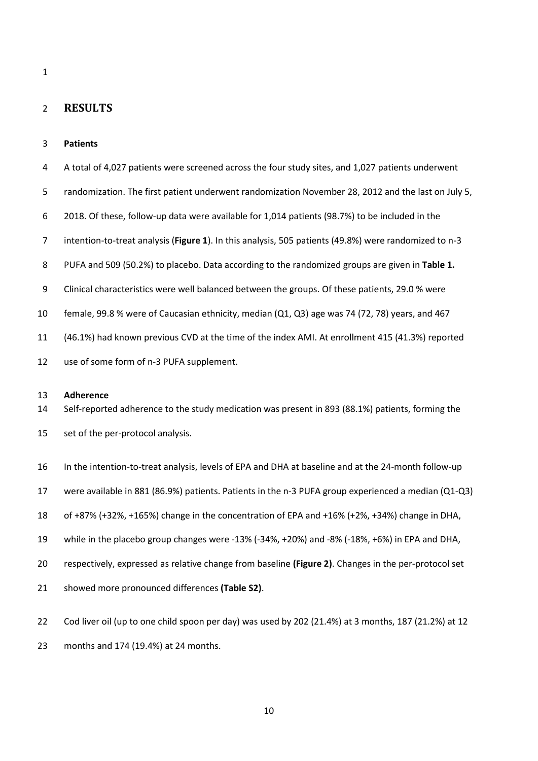## RESULTS

### Patients

A total of 4,027 patients were screened across the four study sites, and 1,027 patients underwent randomization. The first patient underwent randomization November 28, 2012 and the last on July 5, 2018. Of these, follow-up data were available for 1,014 patients (98.7%) to be included in the intention-to-treat analysis (**Figure 1**). In this analysis, 505 patients (49.8%) were randomized to n-3 PUFA and 509 (50.2%) to placebo. Data according to the randomized groups are given in **Table 1.** Clinical characteristics were well balanced between the groups. Of these patients, 29.0 % were female, 99.8 % were of Caucasian ethnicity, median (Q1, Q3) age was 74 (72, 78) years, and 467 (46.1%) had known previous CVD at the time of the index AMI. At enrollment 415 (41.3%) reported use of some form of n-3 PUFA supplement.

### Adherence

Self-reported adherence to the study medication was present in 893 (88.1%) patients, forming the set of the per-protocol analysis.

In the intention-to-treat analysis, levels of EPA and DHA at baseline and at the 24-month follow-up were available in 881 (86.9%) patients. Patients in the n-3 PUFA group experienced a median (Q1-Q3) of +87% (+32%, +165%) change in the concentration of EPA and +16% (+2%, +34%) change in DHA, while in the placebo group changes were -13% (-34%, +20%) and -8% (-18%, +6%) in EPA and DHA, respectively, expressed as relative change from baseline **(Figure 2)**. Changes in the per-protocol set showed more pronounced differences **(Table S2)**.

Cod liver oil (up to one child spoon per day) was used by 202 (21.4%) at 3 months, 187 (21.2%) at 12 months and 174 (19.4%) at 24 months.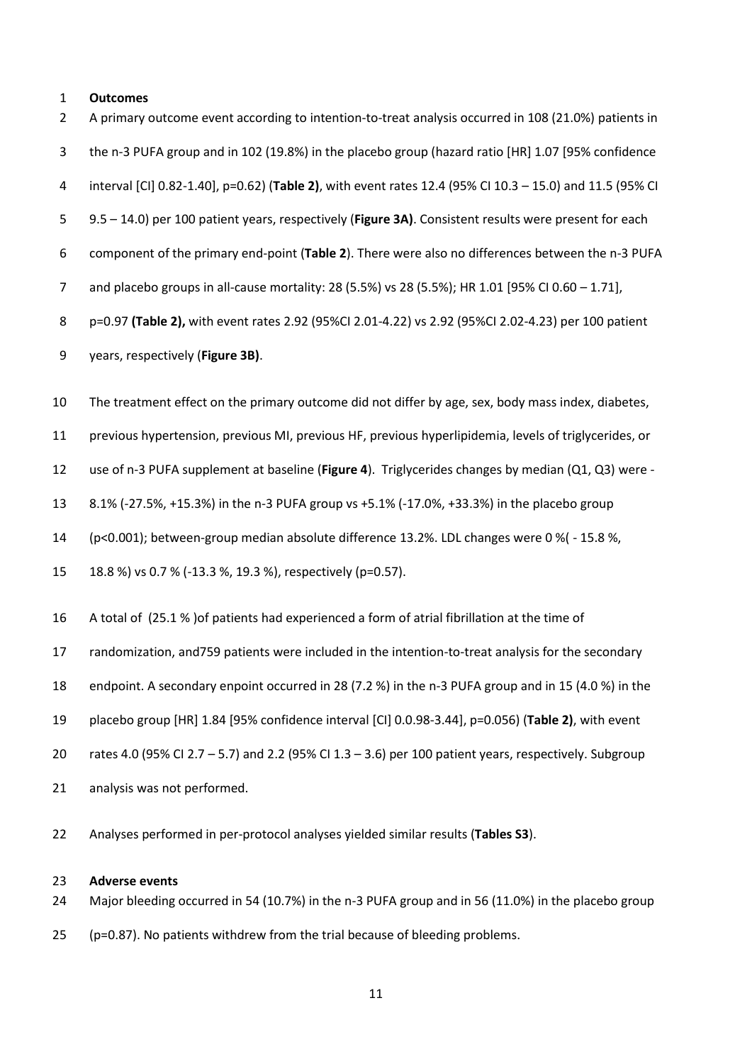**Outcomes**

A primary outcome event according to intention-to-treat analysis occurred in 108 (21.0%) patients in the n-3 PUFA group and in 102 (19.8%) in the placebo group (hazard ratio [HR] 1.07 [95% confidence interval [CI] 0.82-1.40], p=0.62) (**Table 2)**, with event rates 12.4 (95% CI 10.3 – 15.0) and 11.5 (95% CI 9.5 – 14.0) per 100 patient years, respectively (**Figure 3A)**. Consistent results were present for each component of the primary end-point (**Table 2**). There were also no differences between the n-3 PUFA and placebo groups in all-cause mortality: 28 (5.5%) vs 28 (5.5%); HR 1.01 [95% CI 0.60 – 1.71], p=0.97 **(Table 2),** with event rates 2.92 (95%CI 2.01-4.22) vs 2.92 (95%CI 2.02-4.23) per 100 patient years, respectively (**Figure 3B)**.

The treatment effect on the primary outcome did not differ by age, sex, body mass index, diabetes, previous hypertension, previous MI, previous HF, previous hyperlipidemia, levels of triglycerides, or use of n-3 PUFA supplement at baseline (**Figure 4**). Triglycerides changes by median (Q1, Q3) were -8.1% (-27.5%, +15.3%) in the n-3 PUFA group vs +5.1% (-17.0%, +33.3%) in the placebo group (p<0.001); between-group median absolute difference 13.2%. LDL changes were 0 %( - 15.8 %, 18.8 %) vs 0.7 % (-13.3 %, 19.3 %), respectively (p=0.57).

A total of (25.1 % )of patients had experienced a form of atrial fibrillation at the time of randomization, and759 patients were included in the intention-to-treat analysis for the secondary endpoint. A secondary enpoint occurred in 28 (7.2 %) in the n-3 PUFA group and in 15 (4.0 %) in the placebo group [HR] 1.84 [95% confidence interval [CI] 0.0.98-3.44], p=0.056) (**Table 2)**, with event rates 4.0 (95% CI 2.7 – 5.7) and 2.2 (95% CI 1.3 – 3.6) per 100 patient years, respectively. Subgroup analysis was not performed.

Analyses performed in per-protocol analyses yielded similar results (**Tables S3**).

**Adverse events**

Major bleeding occurred in 54 (10.7%) in the n-3 PUFA group and in 56 (11.0%) in the placebo group (p=0.87). No patients withdrew from the trial because of bleeding problems.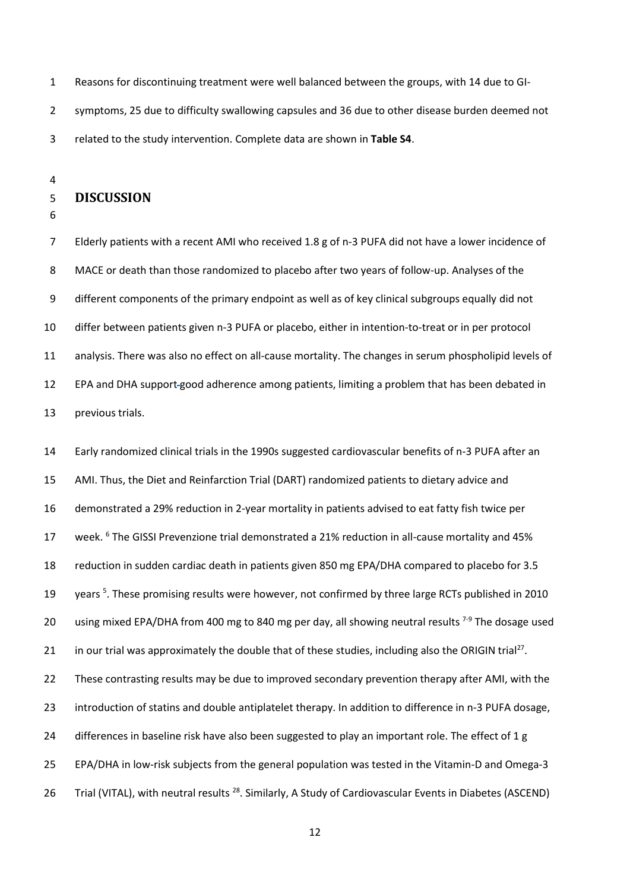Reasons for discontinuing treatment were well balanced between the groups, with 14 due to GI-symptoms, 25 due to difficulty swallowing capsules and 36 due to other disease burden deemed not related to the study intervention. Complete data are shown in **Table S4**.

## DISCUSSION

Elderly patients with a recent AMI who received 1.8 g of n-3 PUFA did not have a lower incidence of MACE or death than those randomized to placebo after two years of follow-up. Analyses of the different components of the primary endpoint as well as of key clinical subgroups equally did not differ between patients given n-3 PUFA or placebo, either in intention-to-treat or in per protocol analysis. There was also no effect on all-cause mortality. The changes in serum phospholipid levels of EPA and DHA support good adherence among patients, limiting a problem that has been debated in previous trials.

Early randomized clinical trials in the 1990s suggested cardiovascular benefits of n-3 PUFA after an AMI. Thus, the Diet and Reinfarction Trial (DART) randomized patients to dietary advice and demonstrated a 29% reduction in 2-year mortality in patients advised to eat fatty fish twice per week. [6] The GISSI Prevenzione trial demonstrated a 21% reduction in all-cause mortality and 45% reduction in sudden cardiac death in patients given 850 mg EPA/DHA compared to placebo for 3.5 years [5]. These promising results were however, not confirmed by three large RCTs published in 2010 using mixed EPA/DHA from 400 mg to 840 mg per day, all showing neutral results [7-9] The dosage used in our trial was approximately the double that of these studies, including also the ORIGIN trial[27]. These contrasting results may be due to improved secondary prevention therapy after AMI, with the introduction of statins and double antiplatelet therapy. In addition to difference in n-3 PUFA dosage, differences in baseline risk have also been suggested to play an important role. The effect of 1 g EPA/DHA in low-risk subjects from the general population was tested in the Vitamin-D and Omega-3 Trial (VITAL), with neutral results [28]. Similarly, A Study of Cardiovascular Events in Diabetes (ASCEND)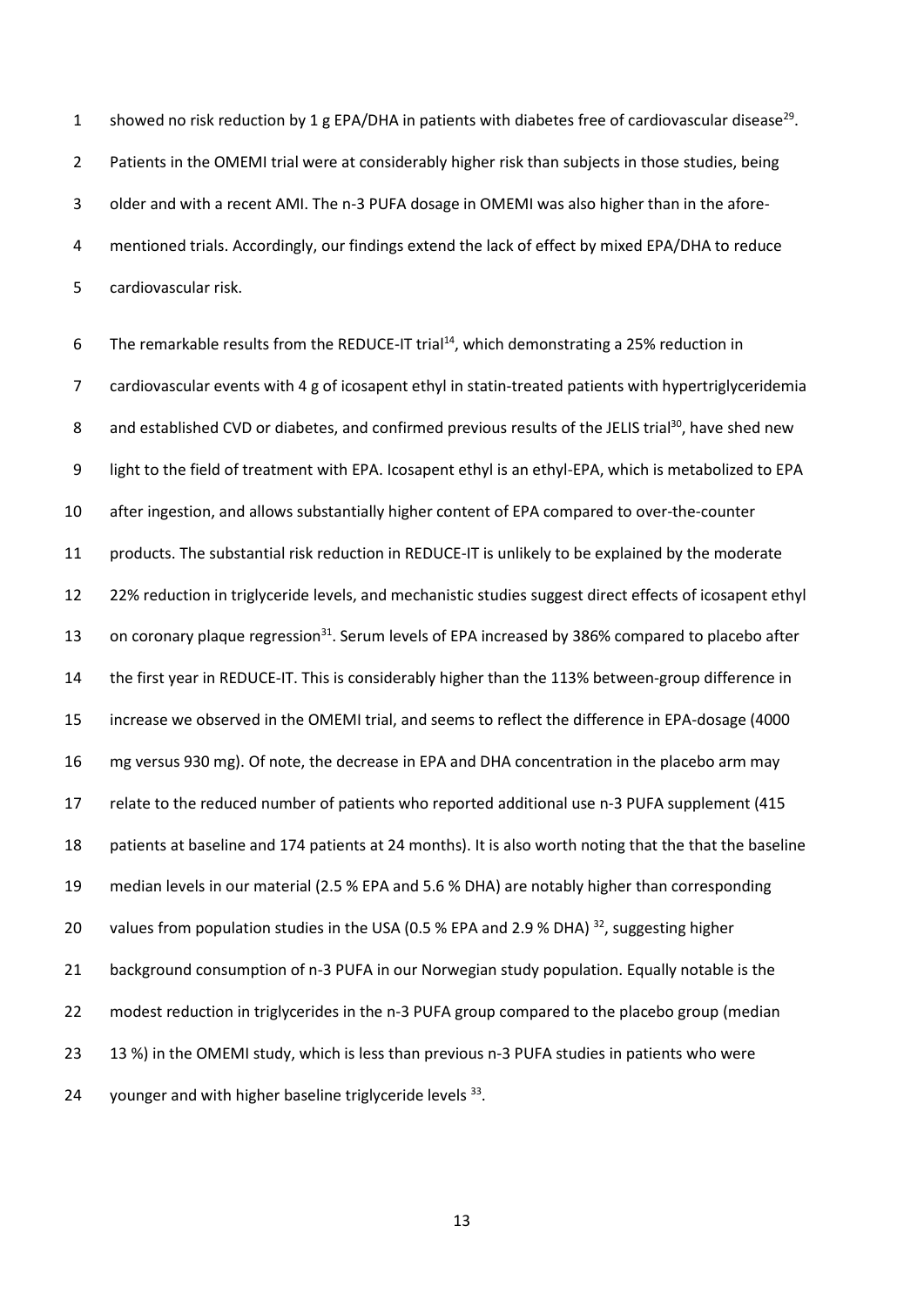showed no risk reduction by 1 g EPA/DHA in patients with diabetes free of cardiovascular disease[29]. Patients in the OMEMI trial were at considerably higher risk than subjects in those studies, being older and with a recent AMI. The n-3 PUFA dosage in OMEMI was also higher than in the afore-mentioned trials. Accordingly, our findings extend the lack of effect by mixed EPA/DHA to reduce cardiovascular risk.

The remarkable results from the REDUCE-IT trial[14], which demonstrating a 25% reduction in cardiovascular events with 4 g of icosapent ethyl in statin-treated patients with hypertriglyceridemia and established CVD or diabetes, and confirmed previous results of the JELIS trial[30], have shed new light to the field of treatment with EPA. Icosapent ethyl is an ethyl-EPA, which is metabolized to EPA after ingestion, and allows substantially higher content of EPA compared to over-the-counter products. The substantial risk reduction in REDUCE-IT is unlikely to be explained by the moderate 22% reduction in triglyceride levels, and mechanistic studies suggest direct effects of icosapent ethyl on coronary plaque regression[31]. Serum levels of EPA increased by 386% compared to placebo after the first year in REDUCE-IT. This is considerably higher than the 113% between-group difference in increase we observed in the OMEMI trial, and seems to reflect the difference in EPA-dosage (4000 mg versus 930 mg). Of note, the decrease in EPA and DHA concentration in the placebo arm may relate to the reduced number of patients who reported additional use n-3 PUFA supplement (415 patients at baseline and 174 patients at 24 months). It is also worth noting that the that the baseline median levels in our material (2.5 % EPA and 5.6 % DHA) are notably higher than corresponding values from population studies in the USA (0.5 % EPA and 2.9 % DHA) [32], suggesting higher background consumption of n-3 PUFA in our Norwegian study population. Equally notable is the modest reduction in triglycerides in the n-3 PUFA group compared to the placebo group (median 13 %) in the OMEMI study, which is less than previous n-3 PUFA studies in patients who were younger and with higher baseline triglyceride levels [33].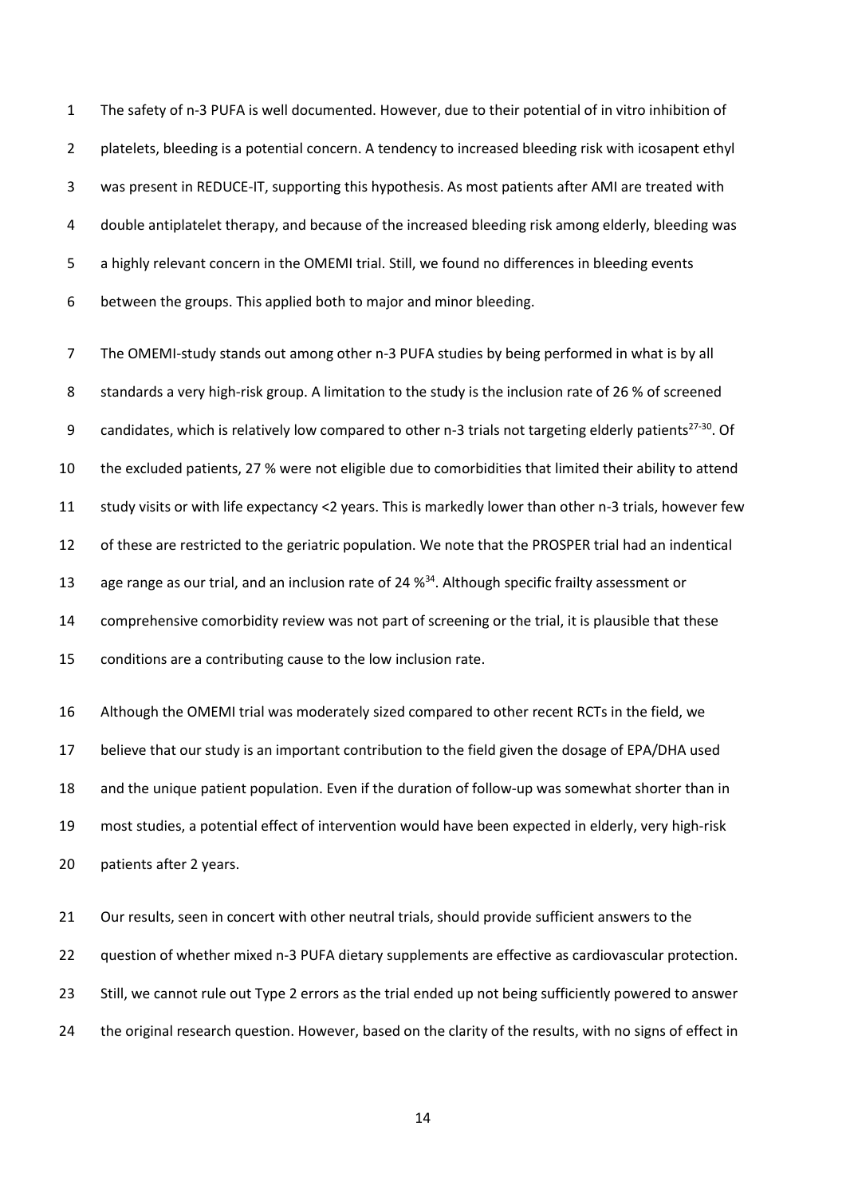The safety of n-3 PUFA is well documented. However, due to their potential of in vitro inhibition of platelets, bleeding is a potential concern. A tendency to increased bleeding risk with icosapent ethyl was present in REDUCE-IT, supporting this hypothesis. As most patients after AMI are treated with double antiplatelet therapy, and because of the increased bleeding risk among elderly, bleeding was a highly relevant concern in the OMEMI trial. Still, we found no differences in bleeding events between the groups. This applied both to major and minor bleeding.

The OMEMI-study stands out among other n-3 PUFA studies by being performed in what is by all standards a very high-risk group. A limitation to the study is the inclusion rate of 26 % of screened candidates, which is relatively low compared to other n-3 trials not targeting elderly patients[27-30]. Of the excluded patients, 27 % were not eligible due to comorbidities that limited their ability to attend study visits or with life expectancy <2 years. This is markedly lower than other n-3 trials, however few of these are restricted to the geriatric population. We note that the PROSPER trial had an indentical age range as our trial, and an inclusion rate of 24 %[34]. Although specific frailty assessment or comprehensive comorbidity review was not part of screening or the trial, it is plausible that these conditions are a contributing cause to the low inclusion rate.

Although the OMEMI trial was moderately sized compared to other recent RCTs in the field, we believe that our study is an important contribution to the field given the dosage of EPA/DHA used and the unique patient population. Even if the duration of follow-up was somewhat shorter than in most studies, a potential effect of intervention would have been expected in elderly, very high-risk patients after 2 years.

Our results, seen in concert with other neutral trials, should provide sufficient answers to the question of whether mixed n-3 PUFA dietary supplements are effective as cardiovascular protection. Still, we cannot rule out Type 2 errors as the trial ended up not being sufficiently powered to answer the original research question. However, based on the clarity of the results, with no signs of effect in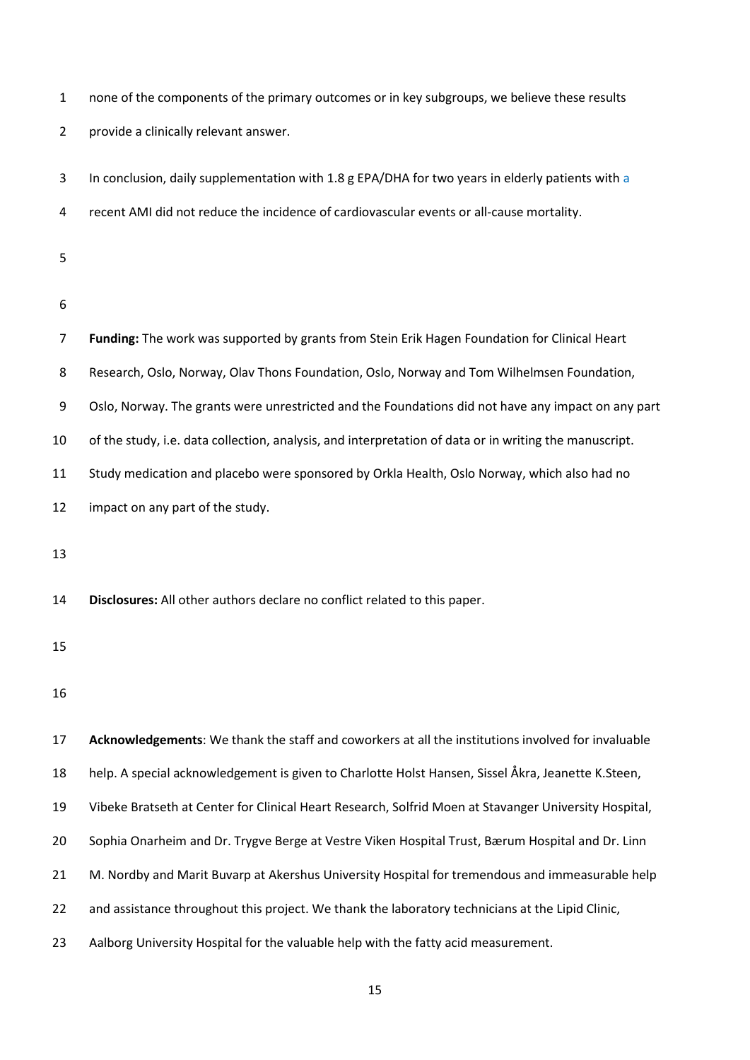none of the components of the primary outcomes or in key subgroups, we believe these results provide a clinically relevant answer.

In conclusion, daily supplementation with 1.8 g EPA/DHA for two years in elderly patients with a recent AMI did not reduce the incidence of cardiovascular events or all-cause mortality.

**Funding:** The work was supported by grants from Stein Erik Hagen Foundation for Clinical Heart Research, Oslo, Norway, Olav Thons Foundation, Oslo, Norway and Tom Wilhelmsen Foundation, Oslo, Norway. The grants were unrestricted and the Foundations did not have any impact on any part of the study, i.e. data collection, analysis, and interpretation of data or in writing the manuscript. Study medication and placebo were sponsored by Orkla Health, Oslo Norway, which also had no impact on any part of the study.

**Disclosures:** All other authors declare no conflict related to this paper.

**Acknowledgements**: We thank the staff and coworkers at all the institutions involved for invaluable help. A special acknowledgement is given to Charlotte Holst Hansen, Sissel Åkra, Jeanette K.Steen, Vibeke Bratseth at Center for Clinical Heart Research, Solfrid Moen at Stavanger University Hospital, Sophia Onarheim and Dr. Trygve Berge at Vestre Viken Hospital Trust, Bærum Hospital and Dr. Linn M. Nordby and Marit Buvarp at Akershus University Hospital for tremendous and immeasurable help and assistance throughout this project. We thank the laboratory technicians at the Lipid Clinic, Aalborg University Hospital for the valuable help with the fatty acid measurement.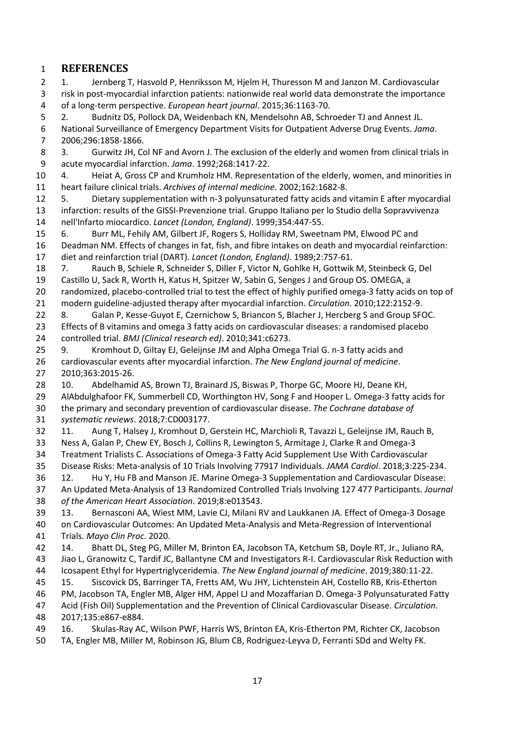# REFERENCES

1. Jernberg T, Hasvold P, Henriksson M, Hjelm H, Thuresson M and Janzon M. Cardiovascular risk in post-myocardial infarction patients: nationwide real world data demonstrate the importance of a long-term perspective. *European heart journal*. 2015;36:1163-70.
2. Budnitz DS, Pollock DA, Weidenbach KN, Mendelsohn AB, Schroeder TJ and Annest JL. National Surveillance of Emergency Department Visits for Outpatient Adverse Drug Events. *Jama*. 2006;296:1858-1866.
3. Gurwitz JH, Col NF and Avorn J. The exclusion of the elderly and women from clinical trials in acute myocardial infarction. *Jama*. 1992;268:1417-22.
4. Heiat A, Gross CP and Krumholz HM. Representation of the elderly, women, and minorities in heart failure clinical trials. *Archives of internal medicine*. 2002;162:1682-8.
5. Dietary supplementation with n-3 polyunsaturated fatty acids and vitamin E after myocardial infarction: results of the GISSI-Prevenzione trial. Gruppo Italiano per lo Studio della Sopravvivenza nell'Infarto miocardico. *Lancet (London, England)*. 1999;354:447-55.
6. Burr ML, Fehily AM, Gilbert JF, Rogers S, Holliday RM, Sweetnam PM, Elwood PC and Deadman NM. Effects of changes in fat, fish, and fibre intakes on death and myocardial reinfarction: diet and reinfarction trial (DART). *Lancet (London, England)*. 1989;2:757-61.
7. Rauch B, Schiele R, Schneider S, Diller F, Victor N, Gohlke H, Gottwik M, Steinbeck G, Del Castillo U, Sack R, Worth H, Katus H, Spitzer W, Sabin G, Senges J and Group OS. OMEGA, a randomized, placebo-controlled trial to test the effect of highly purified omega-3 fatty acids on top of modern guideline-adjusted therapy after myocardial infarction. *Circulation*. 2010;122:2152-9.
8. Galan P, Kesse-Guyot E, Czernichow S, Briancon S, Blacher J, Hercberg S and Group SFOC. Effects of B vitamins and omega 3 fatty acids on cardiovascular diseases: a randomised placebo controlled trial. *BMJ (Clinical research ed)*. 2010;341:c6273.
9. Kromhout D, Giltay EJ, Geleijnse JM and Alpha Omega Trial G. n-3 fatty acids and cardiovascular events after myocardial infarction. *The New England journal of medicine*. 2010;363:2015-26.
10. Abdelhamid AS, Brown TJ, Brainard JS, Biswas P, Thorpe GC, Moore HJ, Deane KH, AlAbdulghafoor FK, Summerbell CD, Worthington HV, Song F and Hooper L. Omega-3 fatty acids for the primary and secondary prevention of cardiovascular disease. *The Cochrane database of systematic reviews*. 2018;7:CD003177.
11. Aung T, Halsey J, Kromhout D, Gerstein HC, Marchioli R, Tavazzi L, Geleijnse JM, Rauch B, Ness A, Galan P, Chew EY, Bosch J, Collins R, Lewington S, Armitage J, Clarke R and Omega-3 Treatment Trialists C. Associations of Omega-3 Fatty Acid Supplement Use With Cardiovascular Disease Risks: Meta-analysis of 10 Trials Involving 77917 Individuals. *JAMA Cardiol*. 2018;3:225-234.
12. Hu Y, Hu FB and Manson JE. Marine Omega-3 Supplementation and Cardiovascular Disease: An Updated Meta-Analysis of 13 Randomized Controlled Trials Involving 127 477 Participants. *Journal of the American Heart Association*. 2019;8:e013543.
13. Bernasconi AA, Wiest MM, Lavie CJ, Milani RV and Laukkanen JA. Effect of Omega-3 Dosage on Cardiovascular Outcomes: An Updated Meta-Analysis and Meta-Regression of Interventional Trials. *Mayo Clin Proc*. 2020.
14. Bhatt DL, Steg PG, Miller M, Brinton EA, Jacobson TA, Ketchum SB, Doyle RT, Jr., Juliano RA, Jiao L, Granowitz C, Tardif JC, Ballantyne CM and Investigators R-I. Cardiovascular Risk Reduction with Icosapent Ethyl for Hypertriglyceridemia. *The New England journal of medicine*. 2019;380:11-22.
15. Siscovick DS, Barringer TA, Fretts AM, Wu JHY, Lichtenstein AH, Costello RB, Kris-Etherton PM, Jacobson TA, Engler MB, Alger HM, Appel LJ and Mozaffarian D. Omega-3 Polyunsaturated Fatty Acid (Fish Oil) Supplementation and the Prevention of Clinical Cardiovascular Disease. *Circulation*. 2017;135:e867-e884.
16. Skulas-Ray AC, Wilson PWF, Harris WS, Brinton EA, Kris-Etherton PM, Richter CK, Jacobson TA, Engler MB, Miller M, Robinson JG, Blum CB, Rodriguez-Leyva D, Ferranti SDd and Welty FK.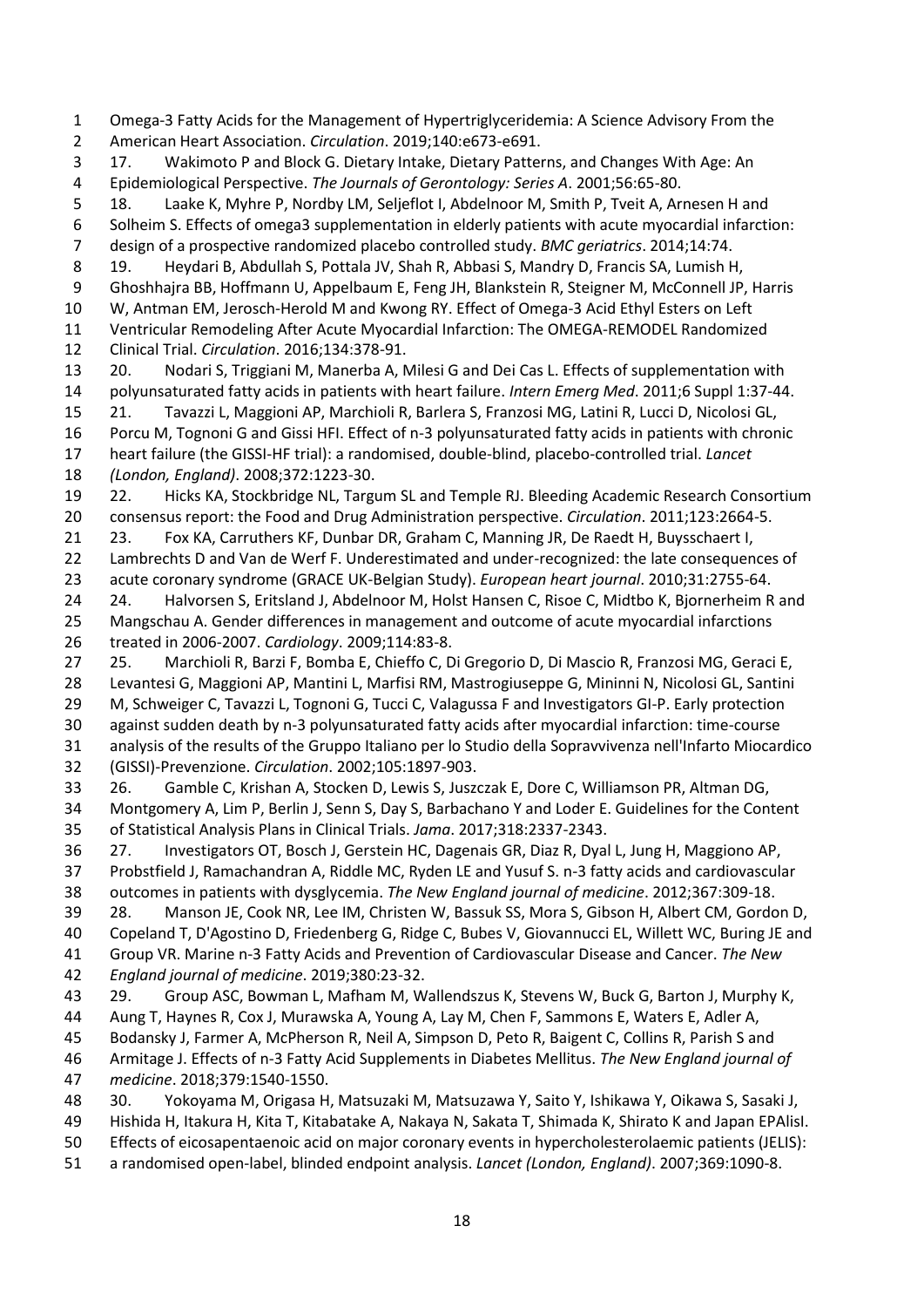Omega-3 Fatty Acids for the Management of Hypertriglyceridemia: A Science Advisory From the American Heart Association. *Circulation*. 2019;140:e673-e691.

17. Wakimoto P and Block G. Dietary Intake, Dietary Patterns, and Changes With Age: An Epidemiological Perspective. *The Journals of Gerontology: Series A*. 2001;56:65-80.

18. Laake K, Myhre P, Nordby LM, Seljeflot I, Abdelnoor M, Smith P, Tveit A, Arnesen H and Solheim S. Effects of omega3 supplementation in elderly patients with acute myocardial infarction: design of a prospective randomized placebo controlled study. *BMC geriatrics*. 2014;14:74.

19. Heydari B, Abdullah S, Pottala JV, Shah R, Abbasi S, Mandry D, Francis SA, Lumish H, Ghoshhajra BB, Hoffmann U, Appelbaum E, Feng JH, Blankstein R, Steigner M, McConnell JP, Harris W, Antman EM, Jerosch-Herold M and Kwong RY. Effect of Omega-3 Acid Ethyl Esters on Left Ventricular Remodeling After Acute Myocardial Infarction: The OMEGA-REMODEL Randomized Clinical Trial. *Circulation*. 2016;134:378-91.

20. Nodari S, Triggiani M, Manerba A, Milesi G and Dei Cas L. Effects of supplementation with polyunsaturated fatty acids in patients with heart failure. *Intern Emerg Med*. 2011;6 Suppl 1:37-44.

21. Tavazzi L, Maggioni AP, Marchioli R, Barlera S, Franzosi MG, Latini R, Lucci D, Nicolosi GL, Porcu M, Tognoni G and Gissi HFI. Effect of n-3 polyunsaturated fatty acids in patients with chronic heart failure (the GISSI-HF trial): a randomised, double-blind, placebo-controlled trial. *Lancet (London, England)*. 2008;372:1223-30.

22. Hicks KA, Stockbridge NL, Targum SL and Temple RJ. Bleeding Academic Research Consortium consensus report: the Food and Drug Administration perspective. *Circulation*. 2011;123:2664-5.

23. Fox KA, Carruthers KF, Dunbar DR, Graham C, Manning JR, De Raedt H, Buysschaert I, Lambrechts D and Van de Werf F. Underestimated and under-recognized: the late consequences of acute coronary syndrome (GRACE UK-Belgian Study). *European heart journal*. 2010;31:2755-64.

24. Halvorsen S, Eritsland J, Abdelnoor M, Holst Hansen C, Risoe C, Midtbo K, Bjornerheim R and Mangschau A. Gender differences in management and outcome of acute myocardial infarctions treated in 2006-2007. *Cardiology*. 2009;114:83-8.

25. Marchioli R, Barzi F, Bomba E, Chieffo C, Di Gregorio D, Di Mascio R, Franzosi MG, Geraci E, Levantesi G, Maggioni AP, Mantini L, Marfisi RM, Mastrogiuseppe G, Mininni N, Nicolosi GL, Santini M, Schweiger C, Tavazzi L, Tognoni G, Tucci C, Valagussa F and Investigators GI-P. Early protection against sudden death by n-3 polyunsaturated fatty acids after myocardial infarction: time-course analysis of the results of the Gruppo Italiano per lo Studio della Sopravvivenza nell'Infarto Miocardico (GISSI)-Prevenzione. *Circulation*. 2002;105:1897-903.

26. Gamble C, Krishan A, Stocken D, Lewis S, Juszczak E, Dore C, Williamson PR, Altman DG, Montgomery A, Lim P, Berlin J, Senn S, Day S, Barbachano Y and Loder E. Guidelines for the Content of Statistical Analysis Plans in Clinical Trials. *Jama*. 2017;318:2337-2343.

27. Investigators OT, Bosch J, Gerstein HC, Dagenais GR, Diaz R, Dyal L, Jung H, Maggiono AP, Probstfield J, Ramachandran A, Riddle MC, Ryden LE and Yusuf S. n-3 fatty acids and cardiovascular outcomes in patients with dysglycemia. *The New England journal of medicine*. 2012;367:309-18.

28. Manson JE, Cook NR, Lee IM, Christen W, Bassuk SS, Mora S, Gibson H, Albert CM, Gordon D, Copeland T, D'Agostino D, Friedenberg G, Ridge C, Bubes V, Giovannucci EL, Willett WC, Buring JE and Group VR. Marine n-3 Fatty Acids and Prevention of Cardiovascular Disease and Cancer. *The New England journal of medicine*. 2019;380:23-32.

29. Group ASC, Bowman L, Mafham M, Wallendszus K, Stevens W, Buck G, Barton J, Murphy K, Aung T, Haynes R, Cox J, Murawska A, Young A, Lay M, Chen F, Sammons E, Waters E, Adler A, Bodansky J, Farmer A, McPherson R, Neil A, Simpson D, Peto R, Baigent C, Collins R, Parish S and Armitage J. Effects of n-3 Fatty Acid Supplements in Diabetes Mellitus. *The New England journal of medicine*. 2018;379:1540-1550.

30. Yokoyama M, Origasa H, Matsuzaki M, Matsuzawa Y, Saito Y, Ishikawa Y, Oikawa S, Sasaki J, Hishida H, Itakura H, Kita T, Kitabatake A, Nakaya N, Sakata T, Shimada K, Shirato K and Japan EPAlisI. Effects of eicosapentaenoic acid on major coronary events in hypercholesterolaemic patients (JELIS): a randomised open-label, blinded endpoint analysis. *Lancet (London, England)*. 2007;369:1090-8.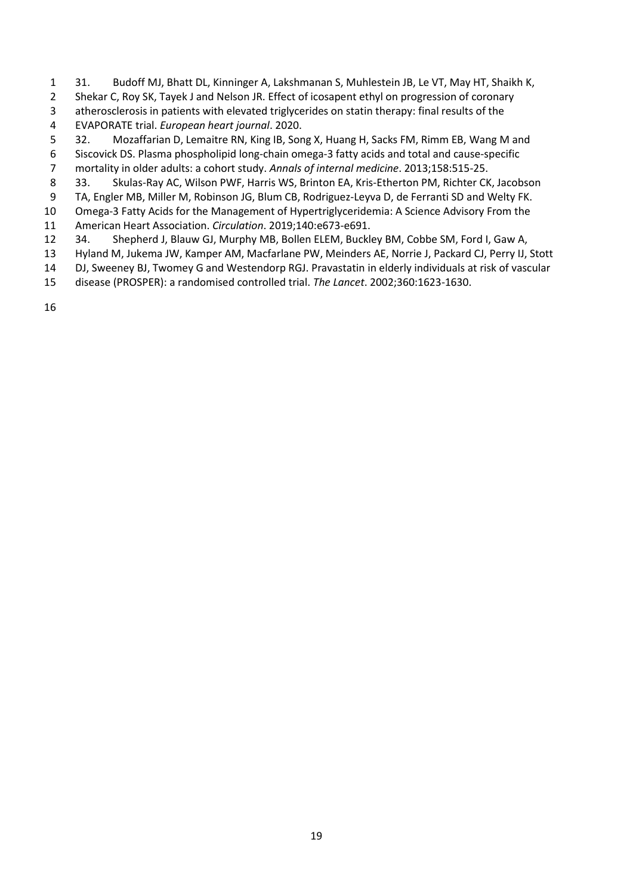31. Budoff MJ, Bhatt DL, Kinninger A, Lakshmanan S, Muhlestein JB, Le VT, May HT, Shaikh K, Shekar C, Roy SK, Tayek J and Nelson JR. Effect of icosapent ethyl on progression of coronary atherosclerosis in patients with elevated triglycerides on statin therapy: final results of the EVAPORATE trial. *European heart journal*. 2020.

32. Mozaffarian D, Lemaitre RN, King IB, Song X, Huang H, Sacks FM, Rimm EB, Wang M and Siscovick DS. Plasma phospholipid long-chain omega-3 fatty acids and total and cause-specific mortality in older adults: a cohort study. *Annals of internal medicine*. 2013;158:515-25.

33. Skulas-Ray AC, Wilson PWF, Harris WS, Brinton EA, Kris-Etherton PM, Richter CK, Jacobson TA, Engler MB, Miller M, Robinson JG, Blum CB, Rodriguez-Leyva D, de Ferranti SD and Welty FK. Omega-3 Fatty Acids for the Management of Hypertriglyceridemia: A Science Advisory From the American Heart Association. *Circulation*. 2019;140:e673-e691.

34. Shepherd J, Blauw GJ, Murphy MB, Bollen ELEM, Buckley BM, Cobbe SM, Ford I, Gaw A, Hyland M, Jukema JW, Kamper AM, Macfarlane PW, Meinders AE, Norrie J, Packard CJ, Perry IJ, Stott DJ, Sweeney BJ, Twomey G and Westendorp RGJ. Pravastatin in elderly individuals at risk of vascular disease (PROSPER): a randomised controlled trial. *The Lancet*. 2002;360:1623-1630.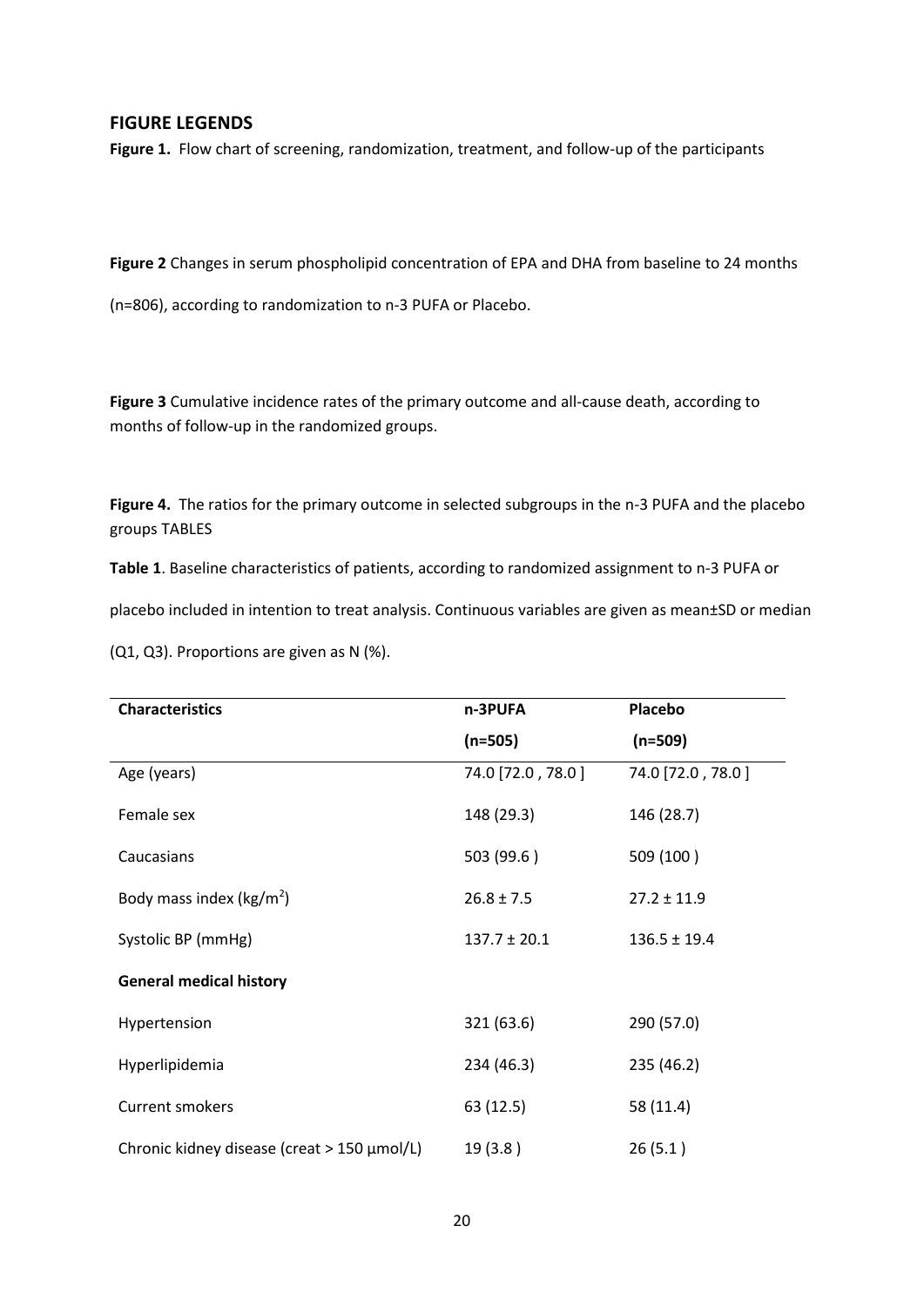## FIGURE LEGENDS

**Figure 1.** Flow chart of screening, randomization, treatment, and follow-up of the participants

**Figure 2** Changes in serum phospholipid concentration of EPA and DHA from baseline to 24 months (n=806), according to randomization to n-3 PUFA or Placebo.

**Figure 3** Cumulative incidence rates of the primary outcome and all-cause death, according to months of follow-up in the randomized groups.

**Figure 4.** The ratios for the primary outcome in selected subgroups in the n-3 PUFA and the placebo groups TABLES

**Table 1**. Baseline characteristics of patients, according to randomized assignment to n-3 PUFA or placebo included in intention to treat analysis. Continuous variables are given as mean±SD or median (Q1, Q3). Proportions are given as N (%).

| **Characteristics** | **n-3PUFA (n=505)** | **Placebo (n=509)** |
|---|---|---|
| Age (years) | 74.0 [72.0 , 78.0 ] | 74.0 [72.0 , 78.0 ] |
| Female sex | 148 (29.3) | 146 (28.7) |
| Caucasians | 503 (99.6 ) | 509 (100 ) |
| Body mass index (kg/m$^2$) | 26.8 ± 7.5 | 27.2 ± 11.9 |
| Systolic BP (mmHg) | 137.7 ± 20.1 | 136.5 ± 19.4 |
| **General medical history** | | |
| Hypertension | 321 (63.6) | 290 (57.0) |
| Hyperlipidemia | 234 (46.3) | 235 (46.2) |
| Current smokers | 63 (12.5) | 58 (11.4) |
| Chronic kidney disease (creat > 150 µmol/L) | 19 (3.8 ) | 26 (5.1 ) |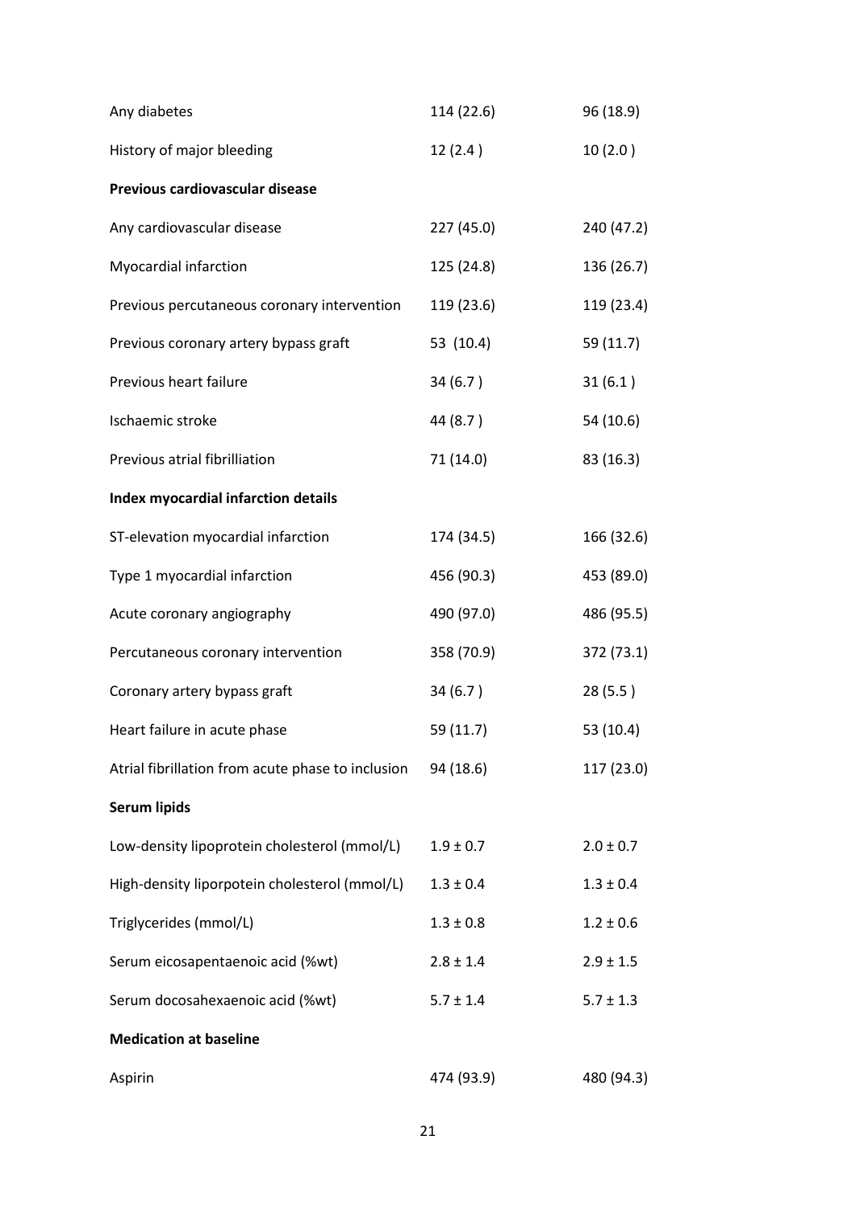| | | |
|---|---|---|
| Any diabetes | 114 (22.6) | 96 (18.9) |
| History of major bleeding | 12 (2.4 ) | 10 (2.0 ) |
| **Previous cardiovascular disease** | | |
| Any cardiovascular disease | 227 (45.0) | 240 (47.2) |
| Myocardial infarction | 125 (24.8) | 136 (26.7) |
| Previous percutaneous coronary intervention | 119 (23.6) | 119 (23.4) |
| Previous coronary artery bypass graft | 53 (10.4) | 59 (11.7) |
| Previous heart failure | 34 (6.7 ) | 31 (6.1 ) |
| Ischaemic stroke | 44 (8.7 ) | 54 (10.6) |
| Previous atrial fibrilliation | 71 (14.0) | 83 (16.3) |
| **Index myocardial infarction details** | | |
| ST-elevation myocardial infarction | 174 (34.5) | 166 (32.6) |
| Type 1 myocardial infarction | 456 (90.3) | 453 (89.0) |
| Acute coronary angiography | 490 (97.0) | 486 (95.5) |
| Percutaneous coronary intervention | 358 (70.9) | 372 (73.1) |
| Coronary artery bypass graft | 34 (6.7 ) | 28 (5.5 ) |
| Heart failure in acute phase | 59 (11.7) | 53 (10.4) |
| Atrial fibrillation from acute phase to inclusion | 94 (18.6) | 117 (23.0) |
| **Serum lipids** | | |
| Low-density lipoprotein cholesterol (mmol/L) | 1.9 ± 0.7 | 2.0 ± 0.7 |
| High-density liporpotein cholesterol (mmol/L) | 1.3 ± 0.4 | 1.3 ± 0.4 |
| Triglycerides (mmol/L) | 1.3 ± 0.8 | 1.2 ± 0.6 |
| Serum eicosapentaenoic acid (%wt) | 2.8 ± 1.4 | 2.9 ± 1.5 |
| Serum docosahexaenoic acid (%wt) | 5.7 ± 1.4 | 5.7 ± 1.3 |
| **Medication at baseline** | | |
| Aspirin | 474 (93.9) | 480 (94.3) |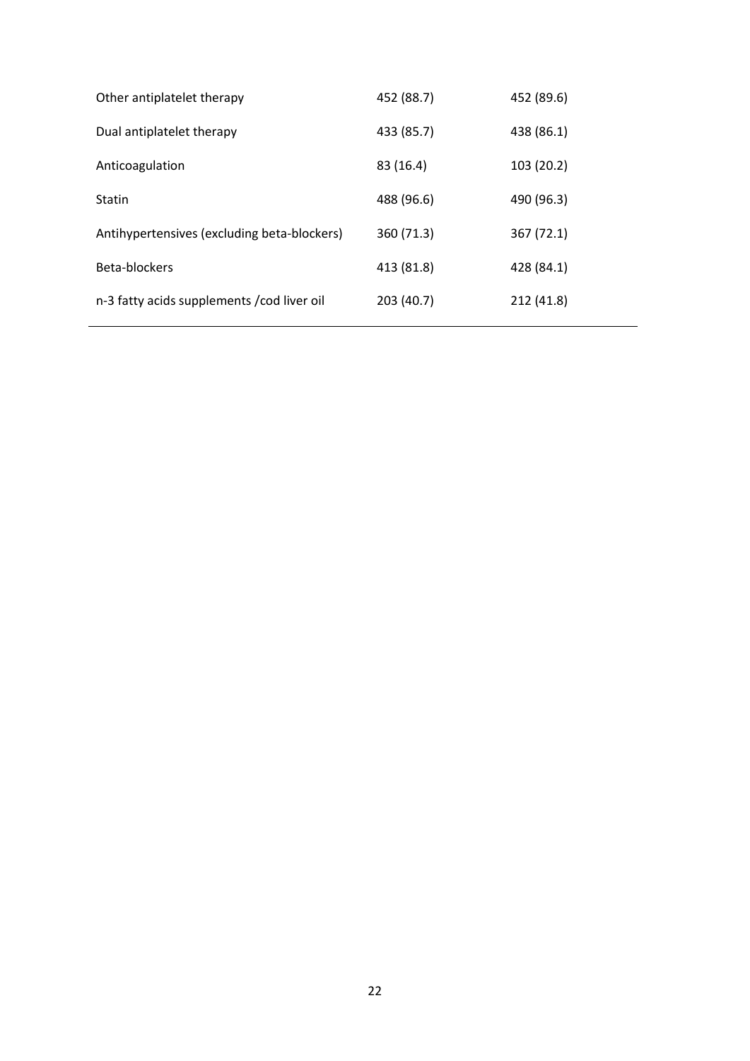| | | |
|---|---|---|
| Other antiplatelet therapy | 452 (88.7) | 452 (89.6) |
| Dual antiplatelet therapy | 433 (85.7) | 438 (86.1) |
| Anticoagulation | 83 (16.4) | 103 (20.2) |
| Statin | 488 (96.6) | 490 (96.3) |
| Antihypertensives (excluding beta-blockers) | 360 (71.3) | 367 (72.1) |
| Beta-blockers | 413 (81.8) | 428 (84.1) |
| n-3 fatty acids supplements /cod liver oil | 203 (40.7) | 212 (41.8) |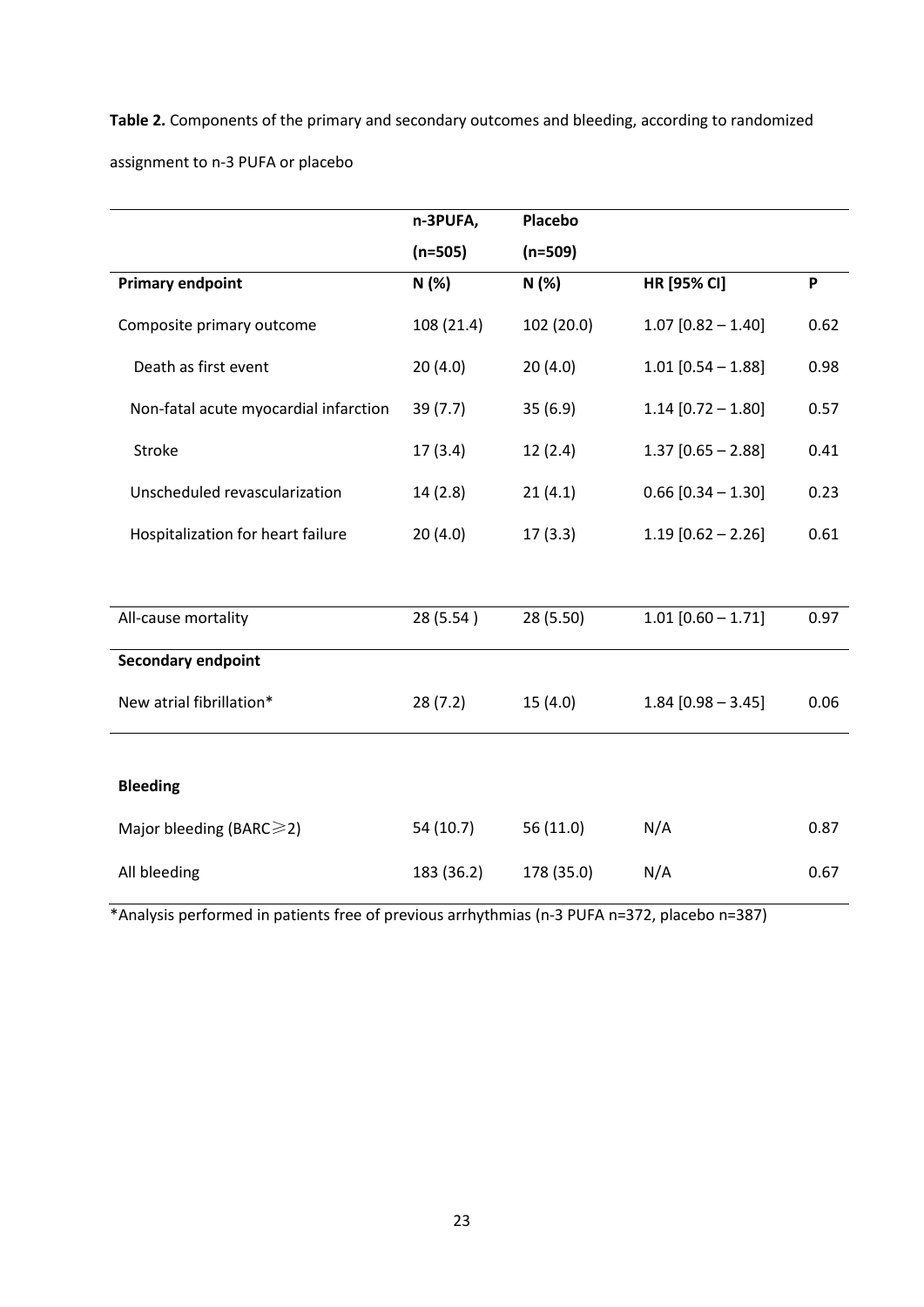**Table 2.** Components of the primary and secondary outcomes and bleeding, according to randomized assignment to n-3 PUFA or placebo

| | n-3PUFA, (n=505) | Placebo (n=509) | | |
|---|---|---|---|---|
| **Primary endpoint** | N (%) | N (%) | HR [95% CI] | P |
| Composite primary outcome | 108 (21.4) | 102 (20.0) | 1.07 [0.82 – 1.40] | 0.62 |
| Death as first event | 20 (4.0) | 20 (4.0) | 1.01 [0.54 – 1.88] | 0.98 |
| Non-fatal acute myocardial infarction | 39 (7.7) | 35 (6.9) | 1.14 [0.72 – 1.80] | 0.57 |
| Stroke | 17 (3.4) | 12 (2.4) | 1.37 [0.65 – 2.88] | 0.41 |
| Unscheduled revascularization | 14 (2.8) | 21 (4.1) | 0.66 [0.34 – 1.30] | 0.23 |
| Hospitalization for heart failure | 20 (4.0) | 17 (3.3) | 1.19 [0.62 – 2.26] | 0.61 |
| All-cause mortality | 28 (5.54 ) | 28 (5.50) | 1.01 [0.60 – 1.71] | 0.97 |
| **Secondary endpoint** | | | | |
| New atrial fibrillation* | 28 (7.2) | 15 (4.0) | 1.84 [0.98 – 3.45] | 0.06 |
| **Bleeding** | | | | |
| Major bleeding (BARC≥2) | 54 (10.7) | 56 (11.0) | N/A | 0.87 |
| All bleeding | 183 (36.2) | 178 (35.0) | N/A | 0.67 |

*Analysis performed in patients free of previous arrhythmias (n-3 PUFA n=372, placebo n=387)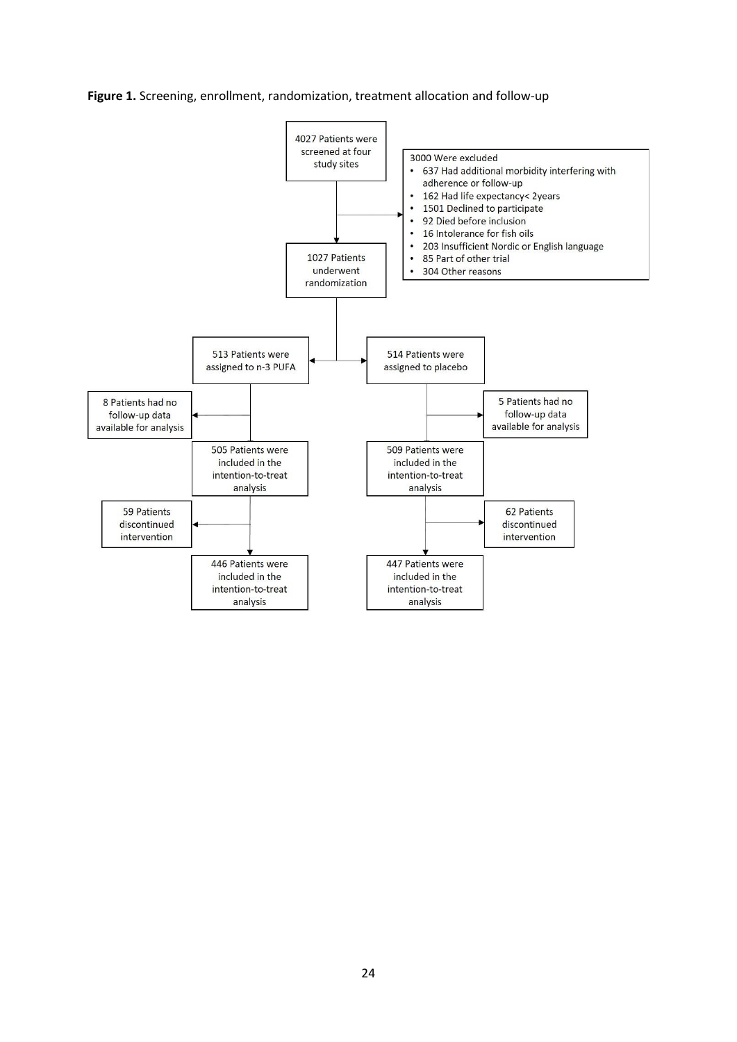**Figure 1.** Screening, enrollment, randomization, treatment allocation and follow-up

4027 Patients were screened at four study sites

3000 Were excluded

- 637 Had additional morbidity interfering with adherence or follow-up
- 162 Had life expectancy< 2years
- 1501 Declined to participate
- 92 Died before inclusion
- 16 Intolerance for fish oils
- 203 Insufficient Nordic or English language
- 85 Part of other trial
- 304 Other reasons

1027 Patients underwent randomization

513 Patients were assigned to n-3 PUFA

- 8 Patients had no follow-up data available for analysis
- 505 Patients were included in the intention-to-treat analysis
- 59 Patients discontinued intervention
- 446 Patients were included in the intention-to-treat analysis

514 Patients were assigned to placebo

- 5 Patients had no follow-up data available for analysis
- 509 Patients were included in the intention-to-treat analysis
- 62 Patients discontinued intervention
- 447 Patients were included in the intention-to-treat analysis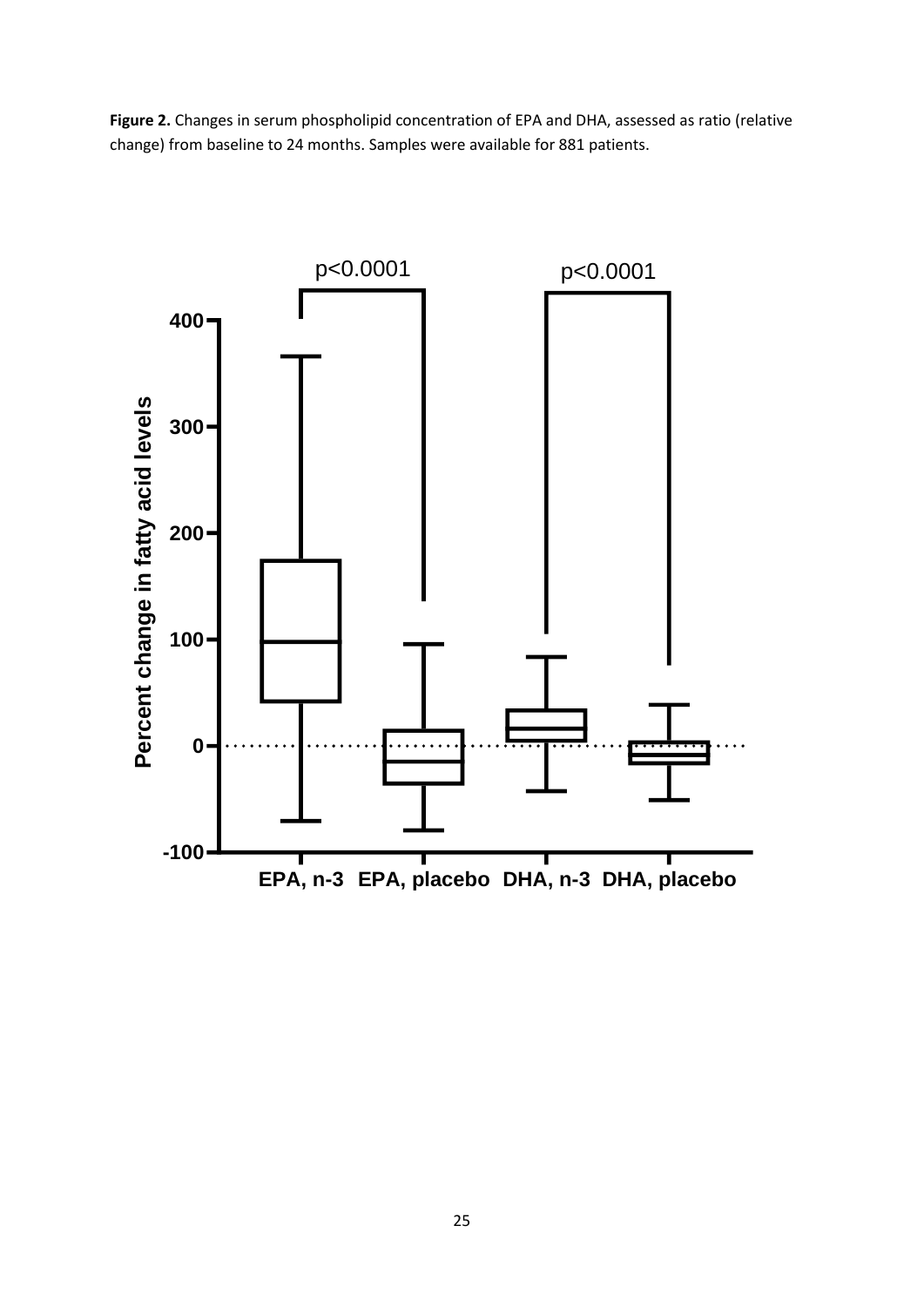**Figure 2.** Changes in serum phospholipid concentration of EPA and DHA, assessed as ratio (relative change) from baseline to 24 months. Samples were available for 881 patients.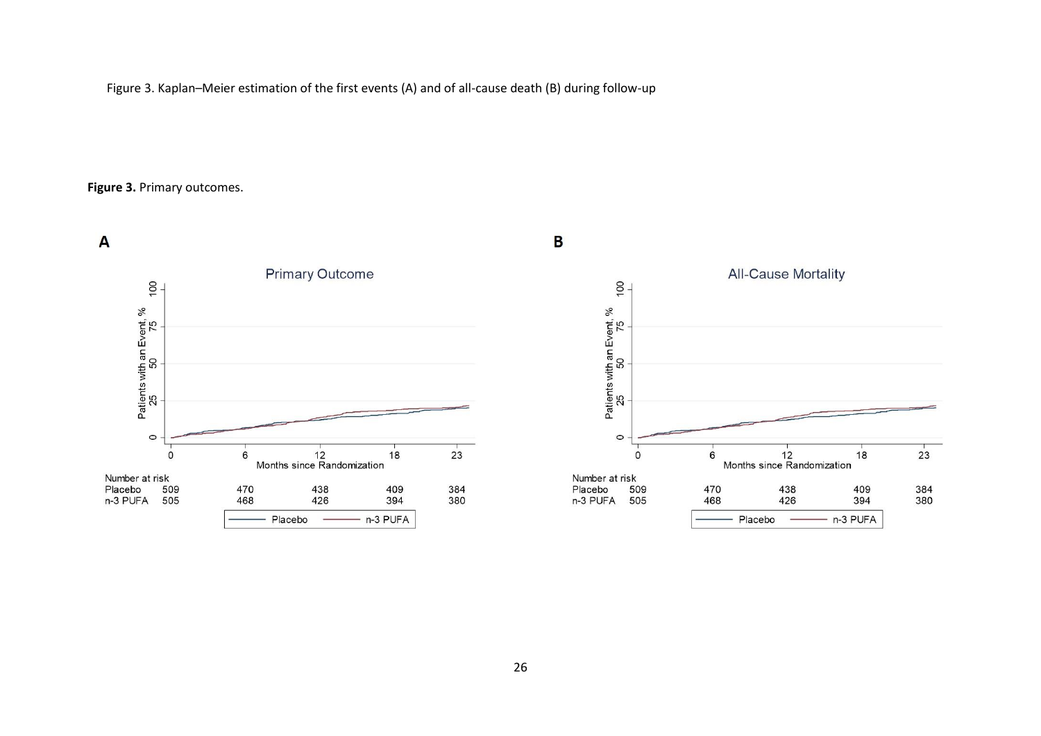Figure 3. Kaplan–Meier estimation of the first events (A) and of all-cause death (B) during follow-up

**Figure 3.** Primary outcomes.

**A**

Primary Outcome

| Number at risk | 0 | 6 | 12 | 18 | 23 |
|---|---|---|---|---|---|
| Placebo | 509 | 470 | 438 | 409 | 384 |
| n-3 PUFA | 505 | 468 | 426 | 394 | 380 |

**B**

All-Cause Mortality

| Number at risk | 0 | 6 | 12 | 18 | 23 |
|---|---|---|---|---|---|
| Placebo | 509 | 470 | 438 | 409 | 384 |
| n-3 PUFA | 505 | 468 | 426 | 394 | 380 |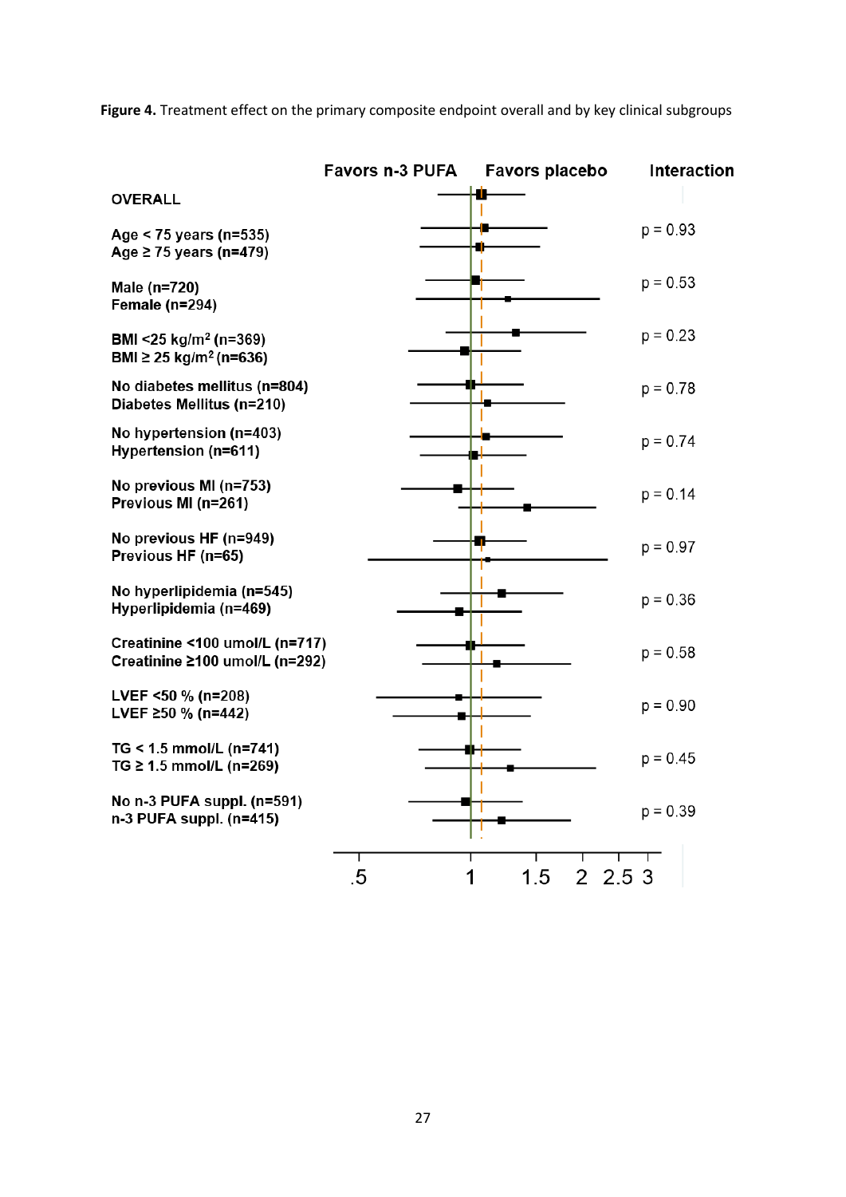**Figure 4.** Treatment effect on the primary composite endpoint overall and by key clinical subgroups

Favors n-3 PUFA

Favors placebo

Interaction

OVERALL

Age < 75 years (n=535)

Age ≥ 75 years (n=479)

p = 0.93

Male (n=720)

Female (n=294)

p = 0.53

BMI <25 kg/m$^2$ (n=369)

BMI ≥ 25 kg/m$^2$ (n=636)

p = 0.23

No diabetes mellitus (n=804)

Diabetes Mellitus (n=210)

p = 0.78

No hypertension (n=403)

Hypertension (n=611)

p = 0.74

No previous MI (n=753)

Previous MI (n=261)

p = 0.14

No previous HF (n=949)

Previous HF (n=65)

p = 0.97

No hyperlipidemia (n=545)

Hyperlipidemia (n=469)

p = 0.36

Creatinine <100 umol/L (n=717)

Creatinine ≥100 umol/L (n=292)

p = 0.58

LVEF <50 % (n=208)

LVEF ≥50 % (n=442)

p = 0.90

TG < 1.5 mmol/L (n=741)

TG ≥ 1.5 mmol/L (n=269)

p = 0.45

No n-3 PUFA suppl. (n=591)

n-3 PUFA suppl. (n=415)

p = 0.39

.5 1 1.5 2 2.5 3